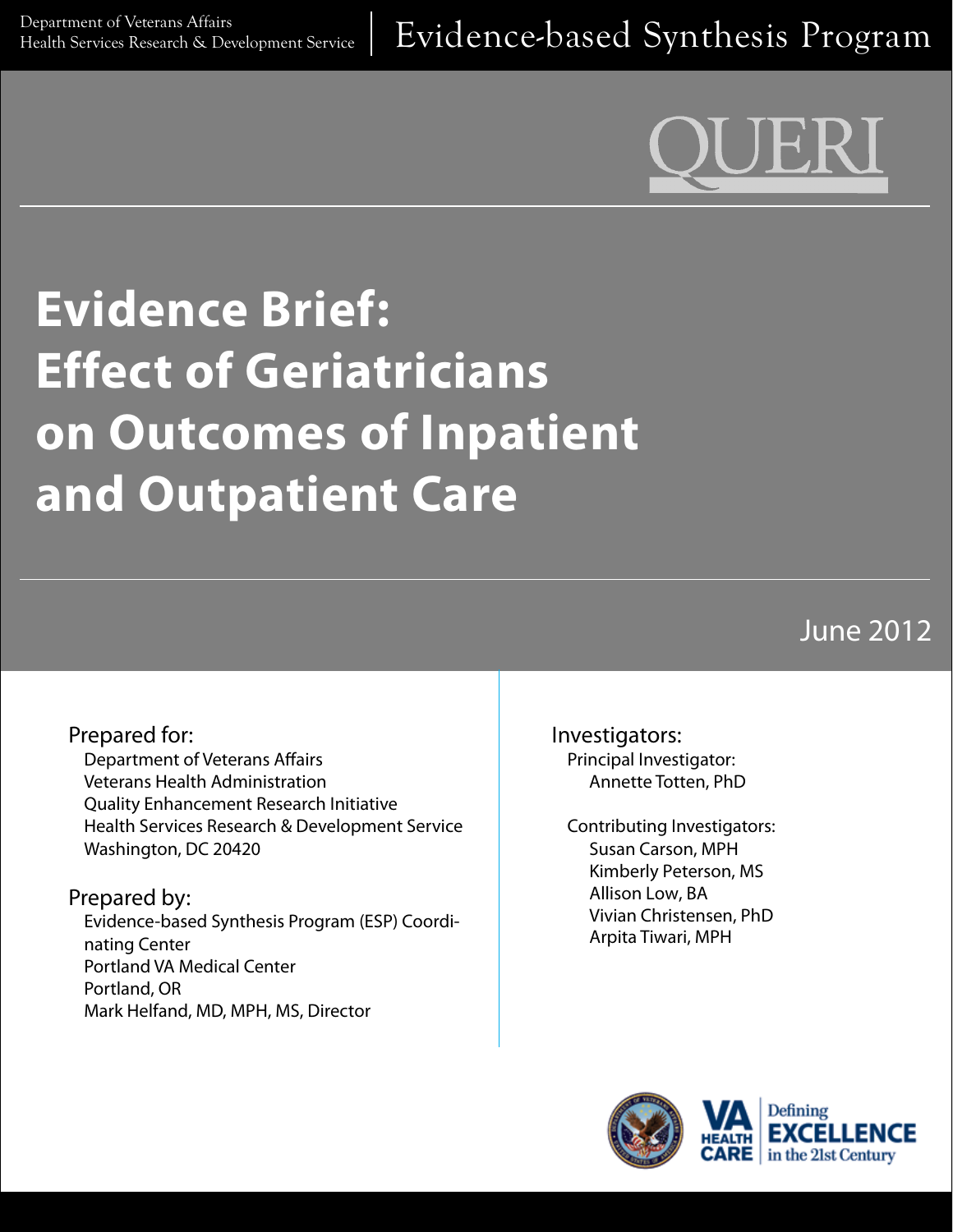Department of Veterans Affairs
Health Services Research & Development Service

Evidence-based Synthesis Program

QUERI

# Evidence Brief: Effect of Geriatricians on Outcomes of Inpatient and Outpatient Care

June 2012

Prepared for:
Department of Veterans Affairs
Veterans Health Administration
Quality Enhancement Research Initiative
Health Services Research & Development Service
Washington, DC 20420

Prepared by:
Evidence-based Synthesis Program (ESP) Coordinating Center
Portland VA Medical Center
Portland, OR
Mark Helfand, MD, MPH, MS, Director

Investigators:
Principal Investigator:
Annette Totten, PhD

Contributing Investigators:
Susan Carson, MPH
Kimberly Peterson, MS
Allison Low, BA
Vivian Christensen, PhD
Arpita Tiwari, MPH

VA HEALTH CARE | Defining EXCELLENCE in the 21st Century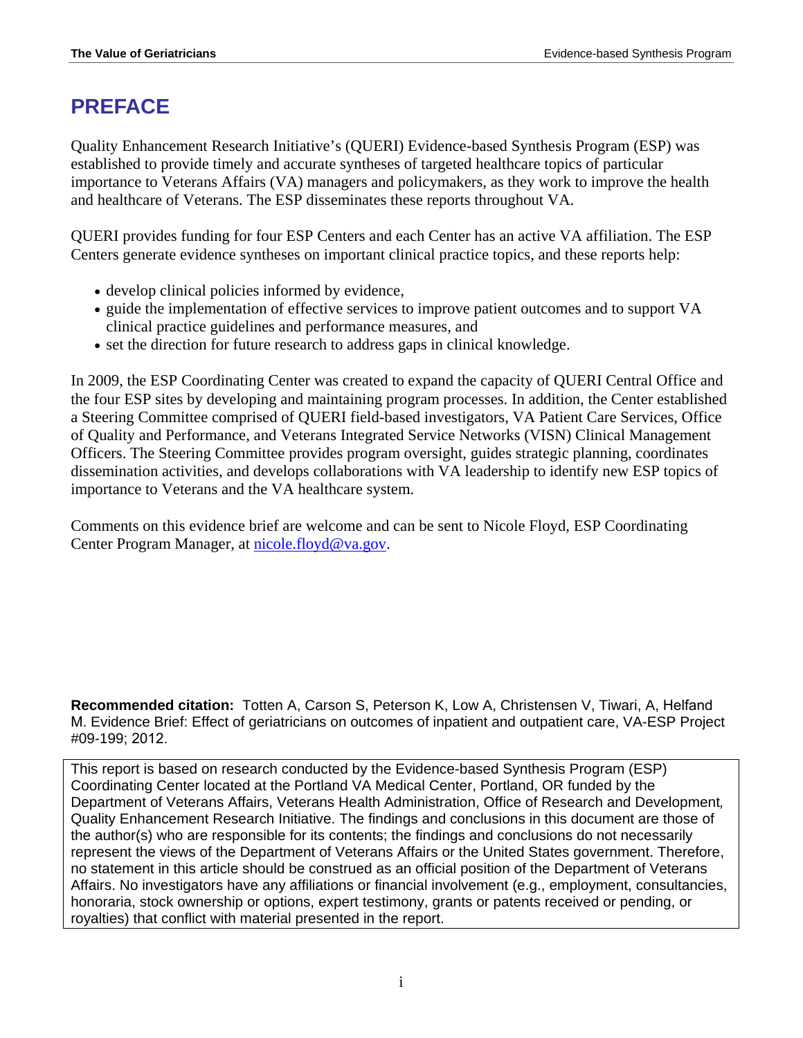# PREFACE

Quality Enhancement Research Initiative's (QUERI) Evidence-based Synthesis Program (ESP) was established to provide timely and accurate syntheses of targeted healthcare topics of particular importance to Veterans Affairs (VA) managers and policymakers, as they work to improve the health and healthcare of Veterans. The ESP disseminates these reports throughout VA.

QUERI provides funding for four ESP Centers and each Center has an active VA affiliation. The ESP Centers generate evidence syntheses on important clinical practice topics, and these reports help:

- develop clinical policies informed by evidence,
- guide the implementation of effective services to improve patient outcomes and to support VA clinical practice guidelines and performance measures, and
- set the direction for future research to address gaps in clinical knowledge.

In 2009, the ESP Coordinating Center was created to expand the capacity of QUERI Central Office and the four ESP sites by developing and maintaining program processes. In addition, the Center established a Steering Committee comprised of QUERI field-based investigators, VA Patient Care Services, Office of Quality and Performance, and Veterans Integrated Service Networks (VISN) Clinical Management Officers. The Steering Committee provides program oversight, guides strategic planning, coordinates dissemination activities, and develops collaborations with VA leadership to identify new ESP topics of importance to Veterans and the VA healthcare system.

Comments on this evidence brief are welcome and can be sent to Nicole Floyd, ESP Coordinating Center Program Manager, at nicole.floyd@va.gov.

**Recommended citation:** Totten A, Carson S, Peterson K, Low A, Christensen V, Tiwari, A, Helfand M. Evidence Brief: Effect of geriatricians on outcomes of inpatient and outpatient care, VA-ESP Project #09-199; 2012.

This report is based on research conducted by the Evidence-based Synthesis Program (ESP) Coordinating Center located at the Portland VA Medical Center, Portland, OR funded by the Department of Veterans Affairs, Veterans Health Administration, Office of Research and Development, Quality Enhancement Research Initiative. The findings and conclusions in this document are those of the author(s) who are responsible for its contents; the findings and conclusions do not necessarily represent the views of the Department of Veterans Affairs or the United States government. Therefore, no statement in this article should be construed as an official position of the Department of Veterans Affairs. No investigators have any affiliations or financial involvement (e.g., employment, consultancies, honoraria, stock ownership or options, expert testimony, grants or patents received or pending, or royalties) that conflict with material presented in the report.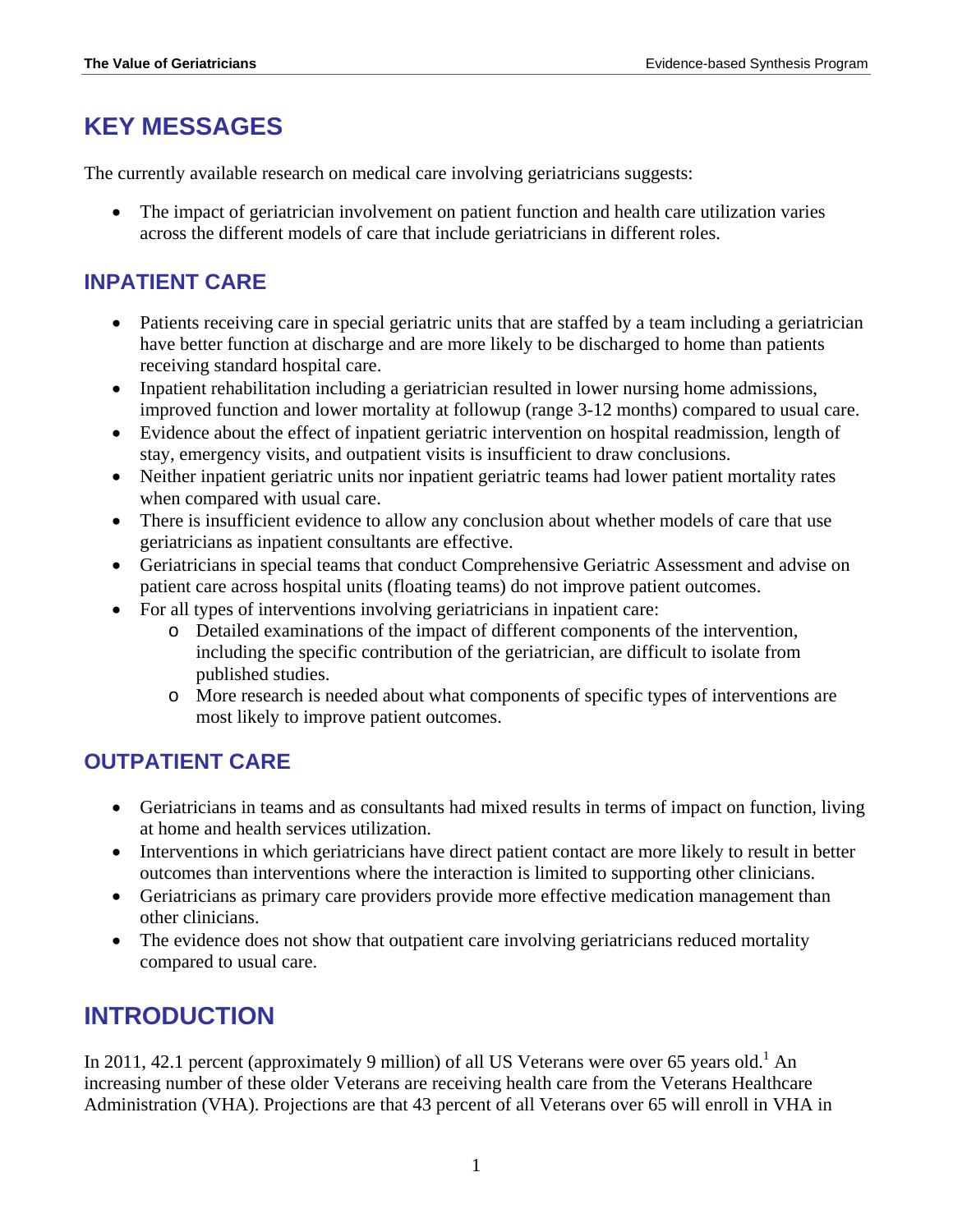# KEY MESSAGES

The currently available research on medical care involving geriatricians suggests:

- The impact of geriatrician involvement on patient function and health care utilization varies across the different models of care that include geriatricians in different roles.

## INPATIENT CARE

- Patients receiving care in special geriatric units that are staffed by a team including a geriatrician have better function at discharge and are more likely to be discharged to home than patients receiving standard hospital care.
- Inpatient rehabilitation including a geriatrician resulted in lower nursing home admissions, improved function and lower mortality at followup (range 3-12 months) compared to usual care.
- Evidence about the effect of inpatient geriatric intervention on hospital readmission, length of stay, emergency visits, and outpatient visits is insufficient to draw conclusions.
- Neither inpatient geriatric units nor inpatient geriatric teams had lower patient mortality rates when compared with usual care.
- There is insufficient evidence to allow any conclusion about whether models of care that use geriatricians as inpatient consultants are effective.
- Geriatricians in special teams that conduct Comprehensive Geriatric Assessment and advise on patient care across hospital units (floating teams) do not improve patient outcomes.
- For all types of interventions involving geriatricians in inpatient care:
  - Detailed examinations of the impact of different components of the intervention, including the specific contribution of the geriatrician, are difficult to isolate from published studies.
  - More research is needed about what components of specific types of interventions are most likely to improve patient outcomes.

## OUTPATIENT CARE

- Geriatricians in teams and as consultants had mixed results in terms of impact on function, living at home and health services utilization.
- Interventions in which geriatricians have direct patient contact are more likely to result in better outcomes than interventions where the interaction is limited to supporting other clinicians.
- Geriatricians as primary care providers provide more effective medication management than other clinicians.
- The evidence does not show that outpatient care involving geriatricians reduced mortality compared to usual care.

# INTRODUCTION

In 2011, 42.1 percent (approximately 9 million) of all US Veterans were over 65 years old.[1] An increasing number of these older Veterans are receiving health care from the Veterans Healthcare Administration (VHA). Projections are that 43 percent of all Veterans over 65 will enroll in VHA in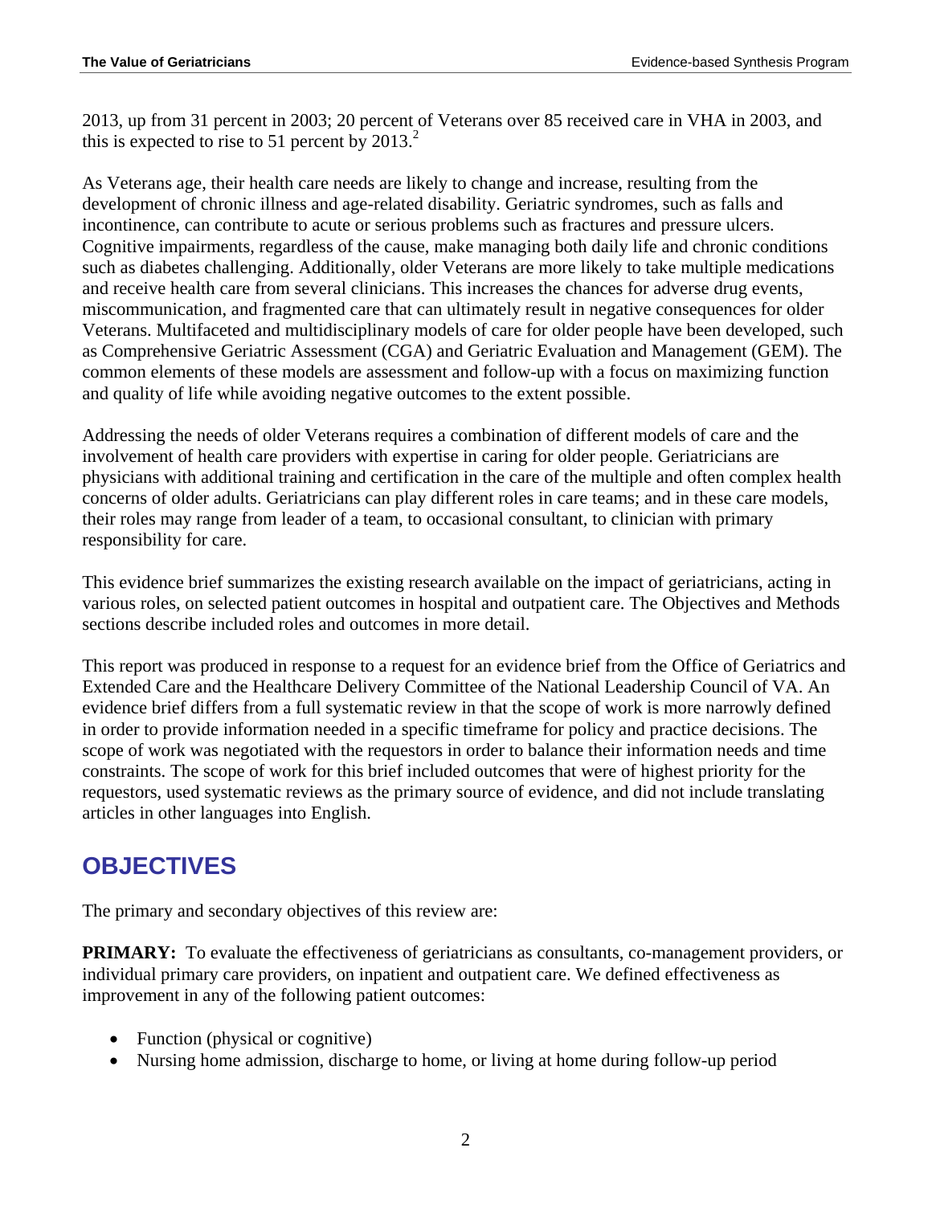2013, up from 31 percent in 2003; 20 percent of Veterans over 85 received care in VHA in 2003, and this is expected to rise to 51 percent by 2013.[2]

As Veterans age, their health care needs are likely to change and increase, resulting from the development of chronic illness and age-related disability. Geriatric syndromes, such as falls and incontinence, can contribute to acute or serious problems such as fractures and pressure ulcers. Cognitive impairments, regardless of the cause, make managing both daily life and chronic conditions such as diabetes challenging. Additionally, older Veterans are more likely to take multiple medications and receive health care from several clinicians. This increases the chances for adverse drug events, miscommunication, and fragmented care that can ultimately result in negative consequences for older Veterans. Multifaceted and multidisciplinary models of care for older people have been developed, such as Comprehensive Geriatric Assessment (CGA) and Geriatric Evaluation and Management (GEM). The common elements of these models are assessment and follow-up with a focus on maximizing function and quality of life while avoiding negative outcomes to the extent possible.

Addressing the needs of older Veterans requires a combination of different models of care and the involvement of health care providers with expertise in caring for older people. Geriatricians are physicians with additional training and certification in the care of the multiple and often complex health concerns of older adults. Geriatricians can play different roles in care teams; and in these care models, their roles may range from leader of a team, to occasional consultant, to clinician with primary responsibility for care.

This evidence brief summarizes the existing research available on the impact of geriatricians, acting in various roles, on selected patient outcomes in hospital and outpatient care. The Objectives and Methods sections describe included roles and outcomes in more detail.

This report was produced in response to a request for an evidence brief from the Office of Geriatrics and Extended Care and the Healthcare Delivery Committee of the National Leadership Council of VA. An evidence brief differs from a full systematic review in that the scope of work is more narrowly defined in order to provide information needed in a specific timeframe for policy and practice decisions. The scope of work was negotiated with the requestors in order to balance their information needs and time constraints. The scope of work for this brief included outcomes that were of highest priority for the requestors, used systematic reviews as the primary source of evidence, and did not include translating articles in other languages into English.

## OBJECTIVES

The primary and secondary objectives of this review are:

**PRIMARY:** To evaluate the effectiveness of geriatricians as consultants, co-management providers, or individual primary care providers, on inpatient and outpatient care. We defined effectiveness as improvement in any of the following patient outcomes:

- Function (physical or cognitive)
- Nursing home admission, discharge to home, or living at home during follow-up period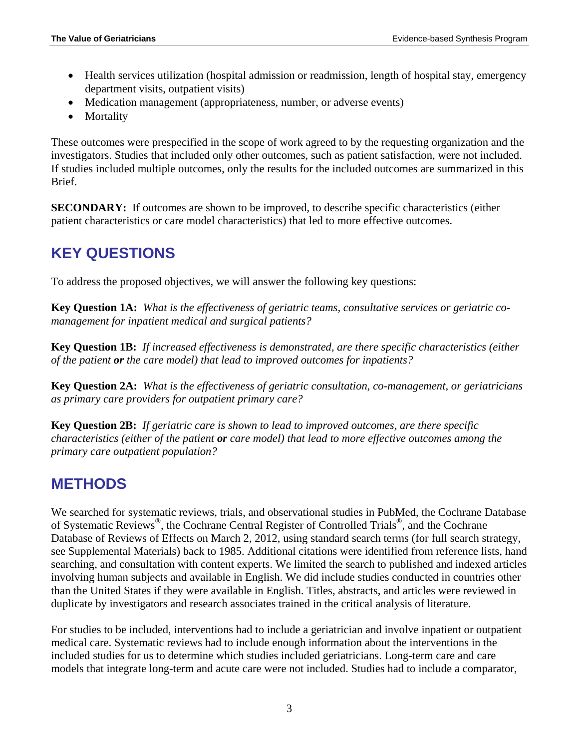- Health services utilization (hospital admission or readmission, length of hospital stay, emergency department visits, outpatient visits)
- Medication management (appropriateness, number, or adverse events)
- Mortality

These outcomes were prespecified in the scope of work agreed to by the requesting organization and the investigators. Studies that included only other outcomes, such as patient satisfaction, were not included. If studies included multiple outcomes, only the results for the included outcomes are summarized in this Brief.

**SECONDARY:** If outcomes are shown to be improved, to describe specific characteristics (either patient characteristics or care model characteristics) that led to more effective outcomes.

## KEY QUESTIONS

To address the proposed objectives, we will answer the following key questions:

**Key Question 1A:** *What is the effectiveness of geriatric teams, consultative services or geriatric co-management for inpatient medical and surgical patients?*

**Key Question 1B:** *If increased effectiveness is demonstrated, are there specific characteristics (either of the patient **or** the care model) that lead to improved outcomes for inpatients?*

**Key Question 2A:** *What is the effectiveness of geriatric consultation, co-management, or geriatricians as primary care providers for outpatient primary care?*

**Key Question 2B:** *If geriatric care is shown to lead to improved outcomes, are there specific characteristics (either of the patient **or** care model) that lead to more effective outcomes among the primary care outpatient population?*

## METHODS

We searched for systematic reviews, trials, and observational studies in PubMed, the Cochrane Database of Systematic Reviews®, the Cochrane Central Register of Controlled Trials®, and the Cochrane Database of Reviews of Effects on March 2, 2012, using standard search terms (for full search strategy, see Supplemental Materials) back to 1985. Additional citations were identified from reference lists, hand searching, and consultation with content experts. We limited the search to published and indexed articles involving human subjects and available in English. We did include studies conducted in countries other than the United States if they were available in English. Titles, abstracts, and articles were reviewed in duplicate by investigators and research associates trained in the critical analysis of literature.

For studies to be included, interventions had to include a geriatrician and involve inpatient or outpatient medical care. Systematic reviews had to include enough information about the interventions in the included studies for us to determine which studies included geriatricians. Long-term care and care models that integrate long-term and acute care were not included. Studies had to include a comparator,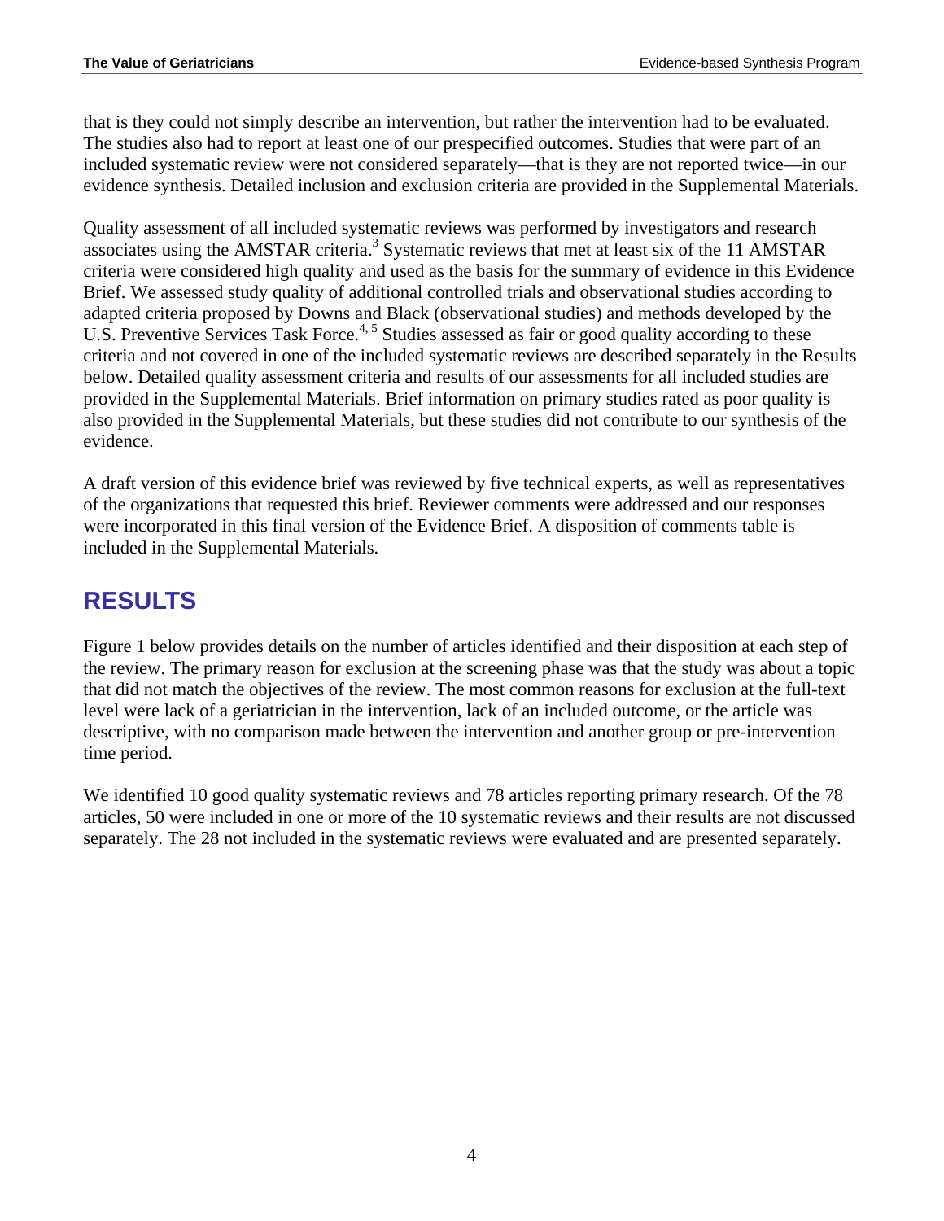that is they could not simply describe an intervention, but rather the intervention had to be evaluated. The studies also had to report at least one of our prespecified outcomes. Studies that were part of an included systematic review were not considered separately—that is they are not reported twice—in our evidence synthesis. Detailed inclusion and exclusion criteria are provided in the Supplemental Materials.

Quality assessment of all included systematic reviews was performed by investigators and research associates using the AMSTAR criteria.[3] Systematic reviews that met at least six of the 11 AMSTAR criteria were considered high quality and used as the basis for the summary of evidence in this Evidence Brief. We assessed study quality of additional controlled trials and observational studies according to adapted criteria proposed by Downs and Black (observational studies) and methods developed by the U.S. Preventive Services Task Force.[4, 5] Studies assessed as fair or good quality according to these criteria and not covered in one of the included systematic reviews are described separately in the Results below. Detailed quality assessment criteria and results of our assessments for all included studies are provided in the Supplemental Materials. Brief information on primary studies rated as poor quality is also provided in the Supplemental Materials, but these studies did not contribute to our synthesis of the evidence.

A draft version of this evidence brief was reviewed by five technical experts, as well as representatives of the organizations that requested this brief. Reviewer comments were addressed and our responses were incorporated in this final version of the Evidence Brief. A disposition of comments table is included in the Supplemental Materials.

# RESULTS

Figure 1 below provides details on the number of articles identified and their disposition at each step of the review. The primary reason for exclusion at the screening phase was that the study was about a topic that did not match the objectives of the review. The most common reasons for exclusion at the full-text level were lack of a geriatrician in the intervention, lack of an included outcome, or the article was descriptive, with no comparison made between the intervention and another group or pre-intervention time period.

We identified 10 good quality systematic reviews and 78 articles reporting primary research. Of the 78 articles, 50 were included in one or more of the 10 systematic reviews and their results are not discussed separately. The 28 not included in the systematic reviews were evaluated and are presented separately.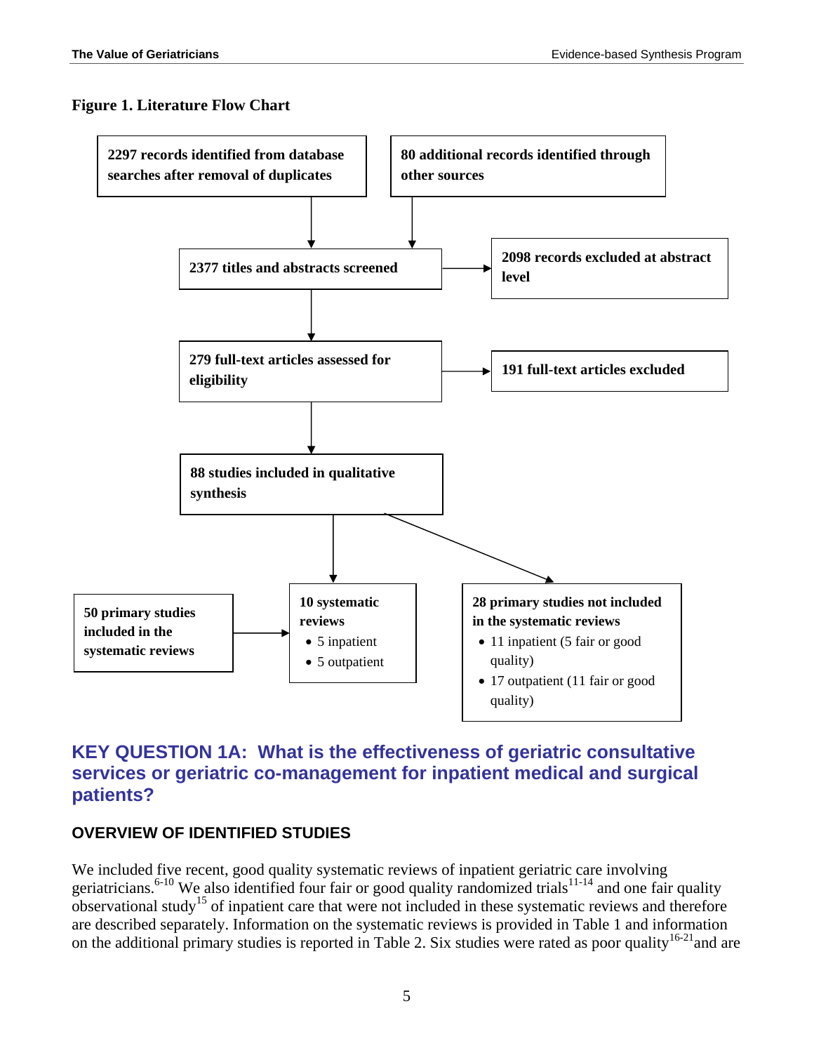**Figure 1. Literature Flow Chart**

2297 records identified from database searches after removal of duplicates

80 additional records identified through other sources

2377 titles and abstracts screened

2098 records excluded at abstract level

279 full-text articles assessed for eligibility

191 full-text articles excluded

88 studies included in qualitative synthesis

50 primary studies included in the systematic reviews

10 systematic reviews
- 5 inpatient
- 5 outpatient

28 primary studies not included in the systematic reviews
- 11 inpatient (5 fair or good quality)
- 17 outpatient (11 fair or good quality)

## KEY QUESTION 1A: What is the effectiveness of geriatric consultative services or geriatric co-management for inpatient medical and surgical patients?

### OVERVIEW OF IDENTIFIED STUDIES

We included five recent, good quality systematic reviews of inpatient geriatric care involving geriatricians.[6-10] We also identified four fair or good quality randomized trials[11-14] and one fair quality observational study[15] of inpatient care that were not included in these systematic reviews and therefore are described separately. Information on the systematic reviews is provided in Table 1 and information on the additional primary studies is reported in Table 2. Six studies were rated as poor quality[16-21] and are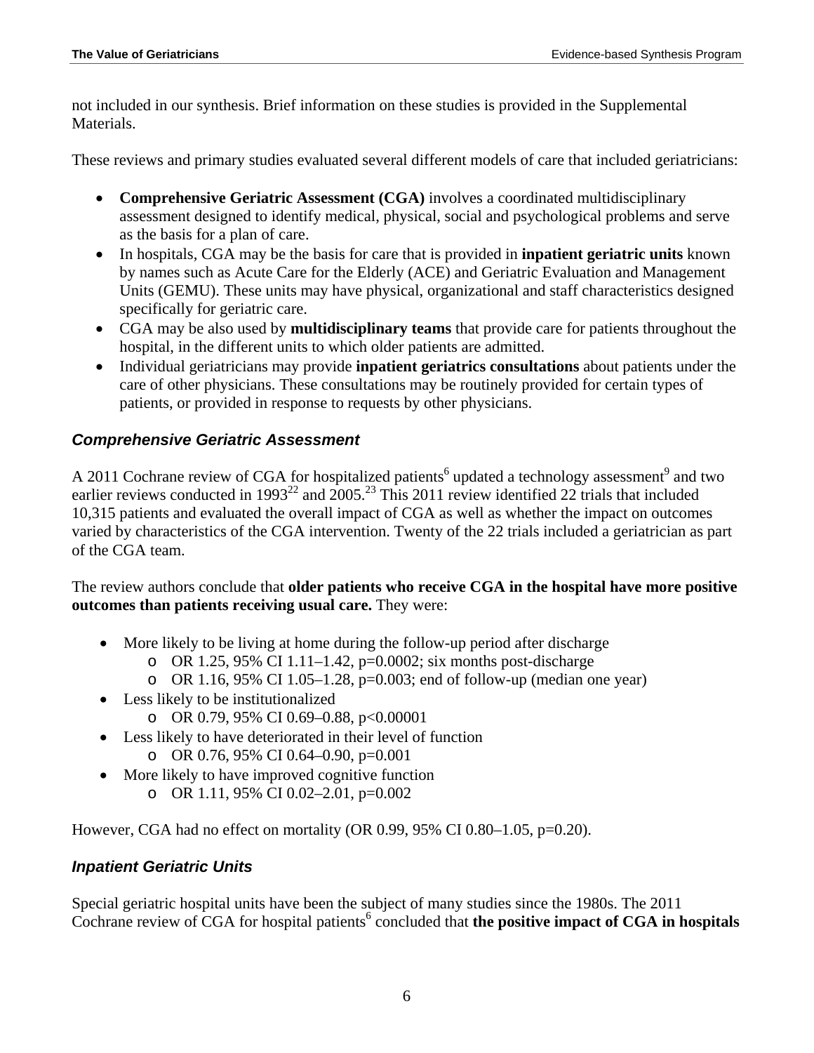not included in our synthesis. Brief information on these studies is provided in the Supplemental Materials.

These reviews and primary studies evaluated several different models of care that included geriatricians:

- **Comprehensive Geriatric Assessment (CGA)** involves a coordinated multidisciplinary assessment designed to identify medical, physical, social and psychological problems and serve as the basis for a plan of care.
- In hospitals, CGA may be the basis for care that is provided in **inpatient geriatric units** known by names such as Acute Care for the Elderly (ACE) and Geriatric Evaluation and Management Units (GEMU). These units may have physical, organizational and staff characteristics designed specifically for geriatric care.
- CGA may be also used by **multidisciplinary teams** that provide care for patients throughout the hospital, in the different units to which older patients are admitted.
- Individual geriatricians may provide **inpatient geriatrics consultations** about patients under the care of other physicians. These consultations may be routinely provided for certain types of patients, or provided in response to requests by other physicians.

### *Comprehensive Geriatric Assessment*

A 2011 Cochrane review of CGA for hospitalized patients[6] updated a technology assessment[9] and two earlier reviews conducted in 1993[22] and 2005.[23] This 2011 review identified 22 trials that included 10,315 patients and evaluated the overall impact of CGA as well as whether the impact on outcomes varied by characteristics of the CGA intervention. Twenty of the 22 trials included a geriatrician as part of the CGA team.

The review authors conclude that **older patients who receive CGA in the hospital have more positive outcomes than patients receiving usual care.** They were:

- More likely to be living at home during the follow-up period after discharge
  - OR 1.25, 95% CI 1.11–1.42, p=0.0002; six months post-discharge
  - OR 1.16, 95% CI 1.05–1.28, p=0.003; end of follow-up (median one year)
- Less likely to be institutionalized
  - OR 0.79, 95% CI 0.69–0.88, p<0.00001
- Less likely to have deteriorated in their level of function
  - OR 0.76, 95% CI 0.64–0.90, p=0.001
- More likely to have improved cognitive function
  - OR 1.11, 95% CI 0.02–2.01, p=0.002

However, CGA had no effect on mortality (OR 0.99, 95% CI 0.80–1.05, p=0.20).

### *Inpatient Geriatric Units*

Special geriatric hospital units have been the subject of many studies since the 1980s. The 2011 Cochrane review of CGA for hospital patients[6] concluded that **the positive impact of CGA in hospitals**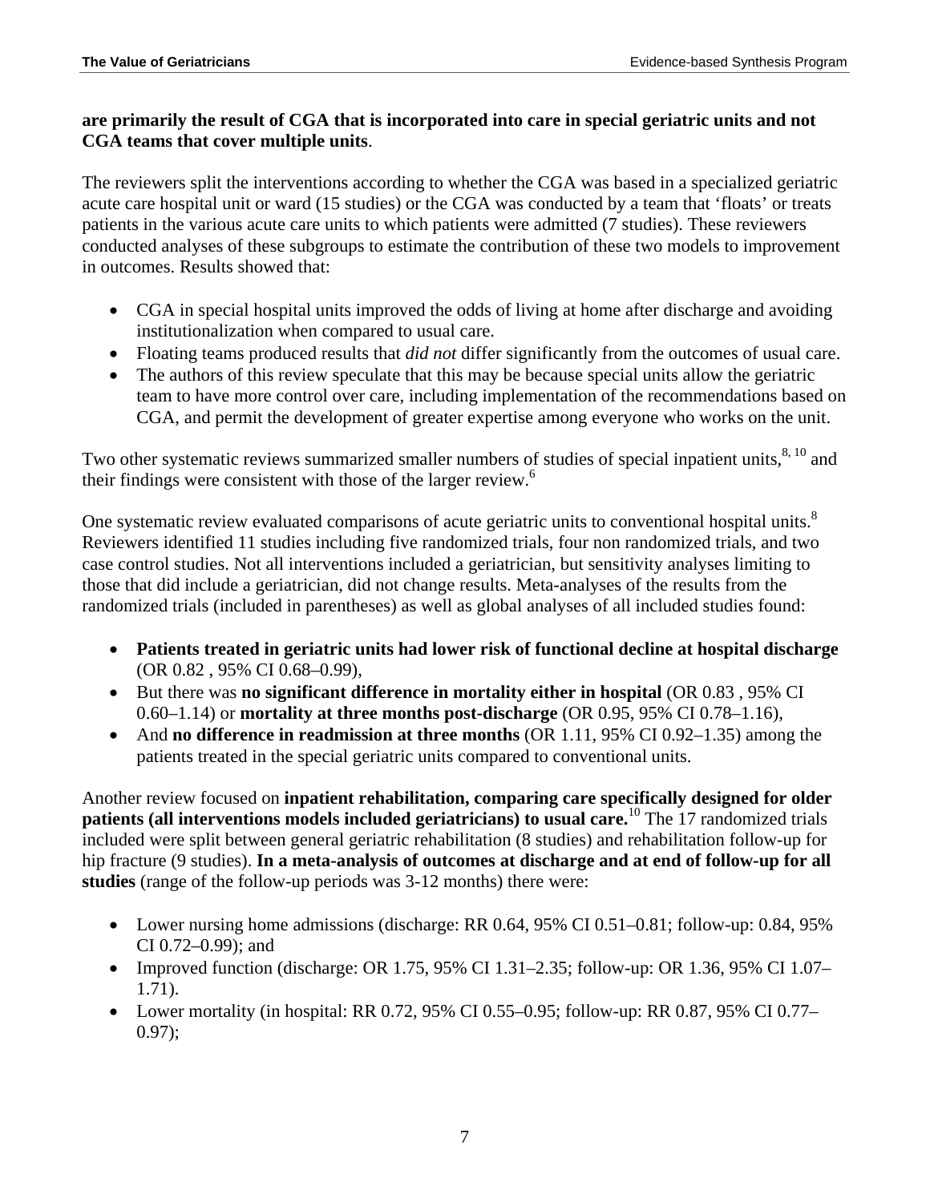**are primarily the result of CGA that is incorporated into care in special geriatric units and not CGA teams that cover multiple units**.

The reviewers split the interventions according to whether the CGA was based in a specialized geriatric acute care hospital unit or ward (15 studies) or the CGA was conducted by a team that 'floats' or treats patients in the various acute care units to which patients were admitted (7 studies). These reviewers conducted analyses of these subgroups to estimate the contribution of these two models to improvement in outcomes. Results showed that:

- CGA in special hospital units improved the odds of living at home after discharge and avoiding institutionalization when compared to usual care.
- Floating teams produced results that *did not* differ significantly from the outcomes of usual care.
- The authors of this review speculate that this may be because special units allow the geriatric team to have more control over care, including implementation of the recommendations based on CGA, and permit the development of greater expertise among everyone who works on the unit.

Two other systematic reviews summarized smaller numbers of studies of special inpatient units,[8, 10] and their findings were consistent with those of the larger review.[6]

One systematic review evaluated comparisons of acute geriatric units to conventional hospital units.[8] Reviewers identified 11 studies including five randomized trials, four non randomized trials, and two case control studies. Not all interventions included a geriatrician, but sensitivity analyses limiting to those that did include a geriatrician, did not change results. Meta-analyses of the results from the randomized trials (included in parentheses) as well as global analyses of all included studies found:

- **Patients treated in geriatric units had lower risk of functional decline at hospital discharge** (OR 0.82 , 95% CI 0.68–0.99),
- But there was **no significant difference in mortality either in hospital** (OR 0.83 , 95% CI 0.60–1.14) or **mortality at three months post-discharge** (OR 0.95, 95% CI 0.78–1.16),
- And **no difference in readmission at three months** (OR 1.11, 95% CI 0.92–1.35) among the patients treated in the special geriatric units compared to conventional units.

Another review focused on **inpatient rehabilitation, comparing care specifically designed for older patients (all interventions models included geriatricians) to usual care.**[10] The 17 randomized trials included were split between general geriatric rehabilitation (8 studies) and rehabilitation follow-up for hip fracture (9 studies). **In a meta-analysis of outcomes at discharge and at end of follow-up for all studies** (range of the follow-up periods was 3-12 months) there were:

- Lower nursing home admissions (discharge: RR 0.64, 95% CI 0.51–0.81; follow-up: 0.84, 95% CI 0.72–0.99); and
- Improved function (discharge: OR 1.75, 95% CI 1.31–2.35; follow-up: OR 1.36, 95% CI 1.07–1.71).
- Lower mortality (in hospital: RR 0.72, 95% CI 0.55–0.95; follow-up: RR 0.87, 95% CI 0.77–0.97);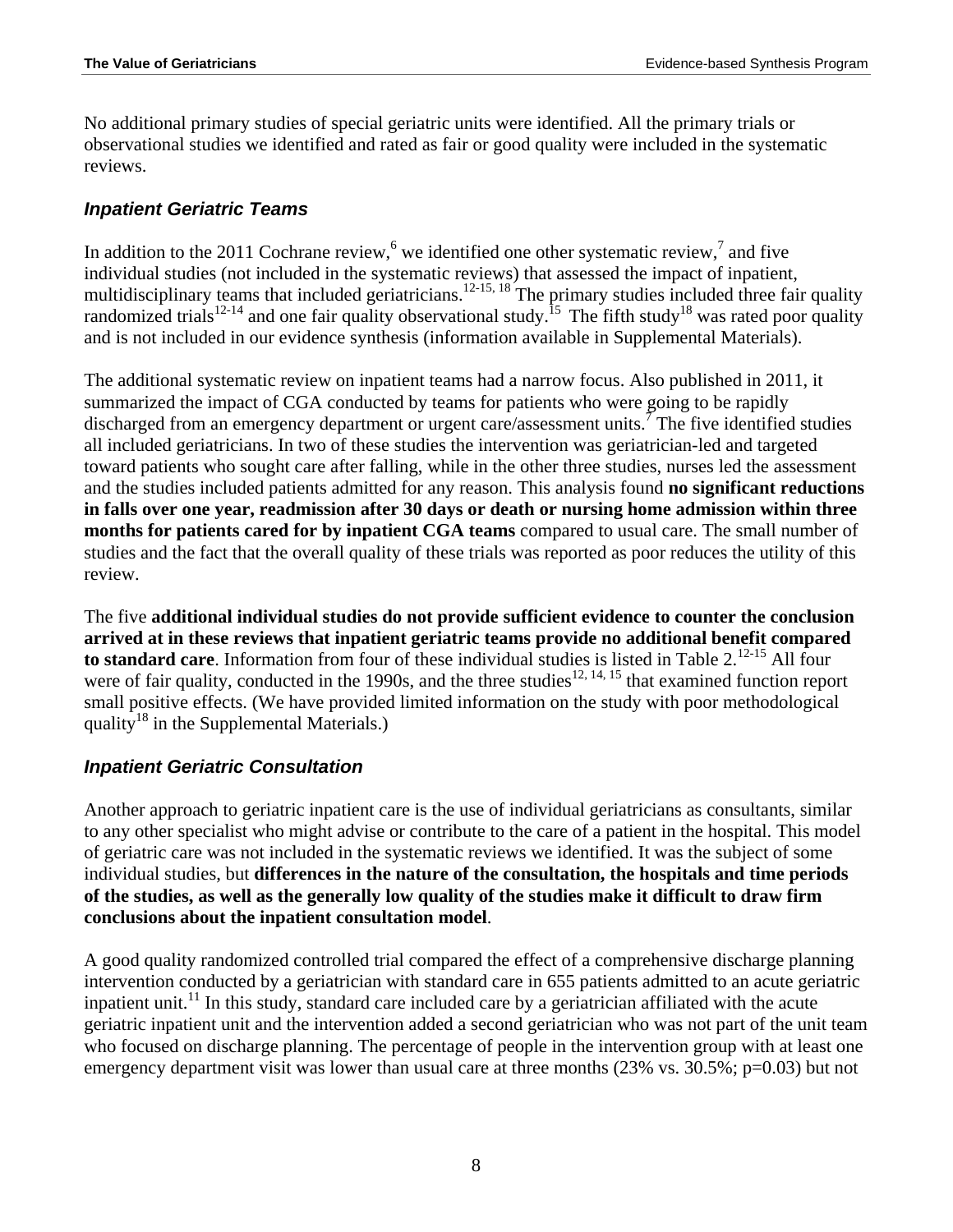No additional primary studies of special geriatric units were identified. All the primary trials or observational studies we identified and rated as fair or good quality were included in the systematic reviews.

### *Inpatient Geriatric Teams*

In addition to the 2011 Cochrane review,[6] we identified one other systematic review,[7] and five individual studies (not included in the systematic reviews) that assessed the impact of inpatient, multidisciplinary teams that included geriatricians.[12-15, 18] The primary studies included three fair quality randomized trials[12-14] and one fair quality observational study.[15] The fifth study[18] was rated poor quality and is not included in our evidence synthesis (information available in Supplemental Materials).

The additional systematic review on inpatient teams had a narrow focus. Also published in 2011, it summarized the impact of CGA conducted by teams for patients who were going to be rapidly discharged from an emergency department or urgent care/assessment units.[7] The five identified studies all included geriatricians. In two of these studies the intervention was geriatrician-led and targeted toward patients who sought care after falling, while in the other three studies, nurses led the assessment and the studies included patients admitted for any reason. This analysis found **no significant reductions in falls over one year, readmission after 30 days or death or nursing home admission within three months for patients cared for by inpatient CGA teams** compared to usual care. The small number of studies and the fact that the overall quality of these trials was reported as poor reduces the utility of this review.

The five **additional individual studies do not provide sufficient evidence to counter the conclusion arrived at in these reviews that inpatient geriatric teams provide no additional benefit compared to standard care**. Information from four of these individual studies is listed in Table 2.[12-15] All four were of fair quality, conducted in the 1990s, and the three studies[12, 14, 15] that examined function report small positive effects. (We have provided limited information on the study with poor methodological quality[18] in the Supplemental Materials.)

### *Inpatient Geriatric Consultation*

Another approach to geriatric inpatient care is the use of individual geriatricians as consultants, similar to any other specialist who might advise or contribute to the care of a patient in the hospital. This model of geriatric care was not included in the systematic reviews we identified. It was the subject of some individual studies, but **differences in the nature of the consultation, the hospitals and time periods of the studies, as well as the generally low quality of the studies make it difficult to draw firm conclusions about the inpatient consultation model**.

A good quality randomized controlled trial compared the effect of a comprehensive discharge planning intervention conducted by a geriatrician with standard care in 655 patients admitted to an acute geriatric inpatient unit.[11] In this study, standard care included care by a geriatrician affiliated with the acute geriatric inpatient unit and the intervention added a second geriatrician who was not part of the unit team who focused on discharge planning. The percentage of people in the intervention group with at least one emergency department visit was lower than usual care at three months (23% vs. 30.5%; $p=0.03$) but not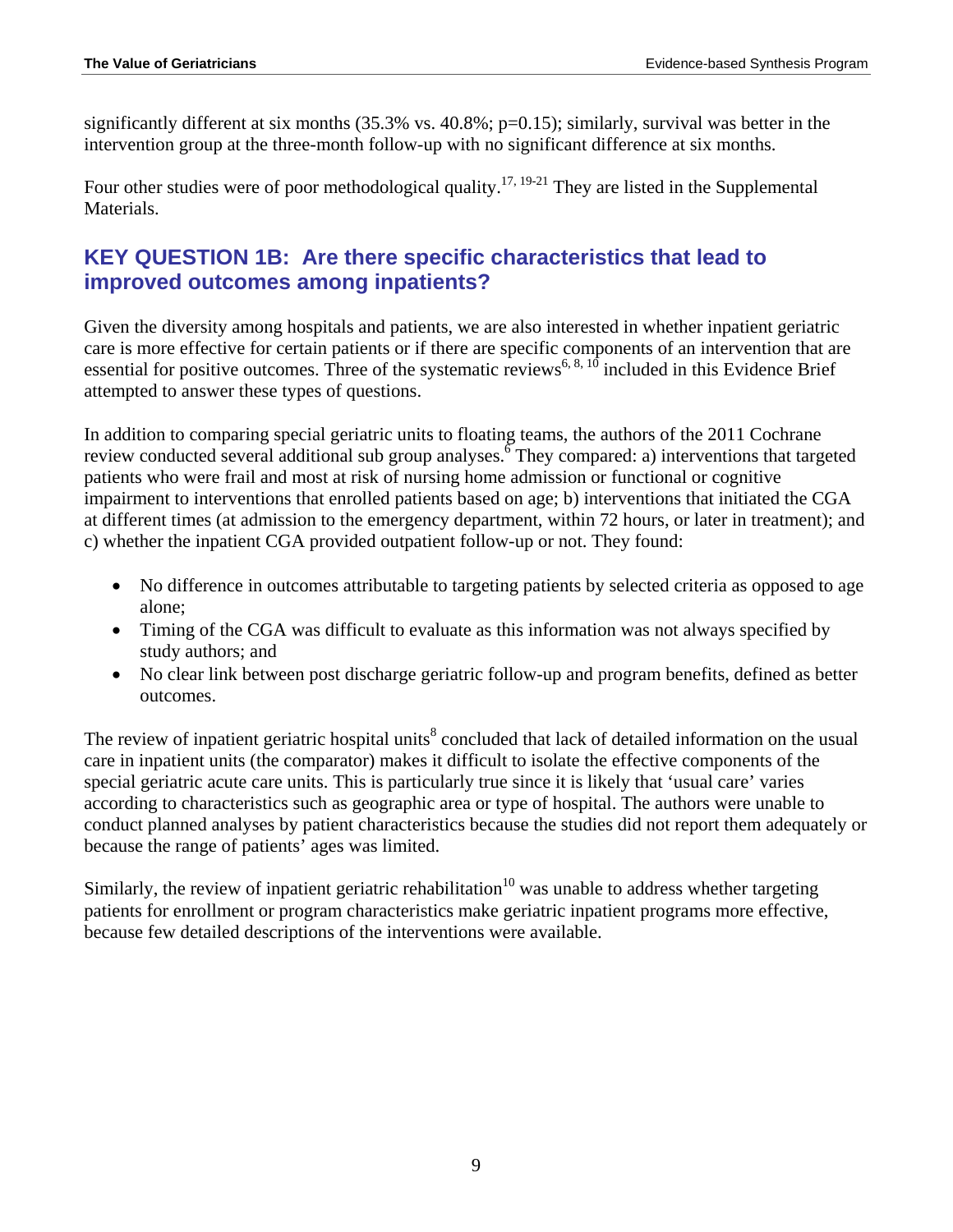significantly different at six months (35.3% vs. 40.8%; p=0.15); similarly, survival was better in the intervention group at the three-month follow-up with no significant difference at six months.

Four other studies were of poor methodological quality.[17, 19-21] They are listed in the Supplemental Materials.

## KEY QUESTION 1B: Are there specific characteristics that lead to improved outcomes among inpatients?

Given the diversity among hospitals and patients, we are also interested in whether inpatient geriatric care is more effective for certain patients or if there are specific components of an intervention that are essential for positive outcomes. Three of the systematic reviews[6, 8, 10] included in this Evidence Brief attempted to answer these types of questions.

In addition to comparing special geriatric units to floating teams, the authors of the 2011 Cochrane review conducted several additional sub group analyses.[6] They compared: a) interventions that targeted patients who were frail and most at risk of nursing home admission or functional or cognitive impairment to interventions that enrolled patients based on age; b) interventions that initiated the CGA at different times (at admission to the emergency department, within 72 hours, or later in treatment); and c) whether the inpatient CGA provided outpatient follow-up or not. They found:

- No difference in outcomes attributable to targeting patients by selected criteria as opposed to age alone;
- Timing of the CGA was difficult to evaluate as this information was not always specified by study authors; and
- No clear link between post discharge geriatric follow-up and program benefits, defined as better outcomes.

The review of inpatient geriatric hospital units[8] concluded that lack of detailed information on the usual care in inpatient units (the comparator) makes it difficult to isolate the effective components of the special geriatric acute care units. This is particularly true since it is likely that 'usual care' varies according to characteristics such as geographic area or type of hospital. The authors were unable to conduct planned analyses by patient characteristics because the studies did not report them adequately or because the range of patients' ages was limited.

Similarly, the review of inpatient geriatric rehabilitation[10] was unable to address whether targeting patients for enrollment or program characteristics make geriatric inpatient programs more effective, because few detailed descriptions of the interventions were available.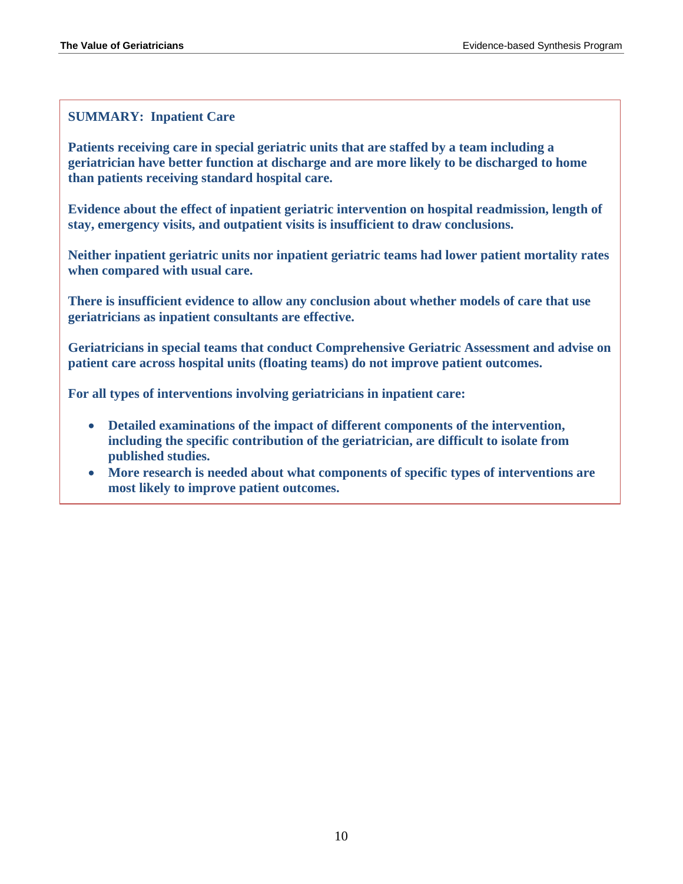**SUMMARY: Inpatient Care**

**Patients receiving care in special geriatric units that are staffed by a team including a geriatrician have better function at discharge and are more likely to be discharged to home than patients receiving standard hospital care.**

**Evidence about the effect of inpatient geriatric intervention on hospital readmission, length of stay, emergency visits, and outpatient visits is insufficient to draw conclusions.**

**Neither inpatient geriatric units nor inpatient geriatric teams had lower patient mortality rates when compared with usual care.**

**There is insufficient evidence to allow any conclusion about whether models of care that use geriatricians as inpatient consultants are effective.**

**Geriatricians in special teams that conduct Comprehensive Geriatric Assessment and advise on patient care across hospital units (floating teams) do not improve patient outcomes.**

**For all types of interventions involving geriatricians in inpatient care:**

- **Detailed examinations of the impact of different components of the intervention, including the specific contribution of the geriatrician, are difficult to isolate from published studies.**
- **More research is needed about what components of specific types of interventions are most likely to improve patient outcomes.**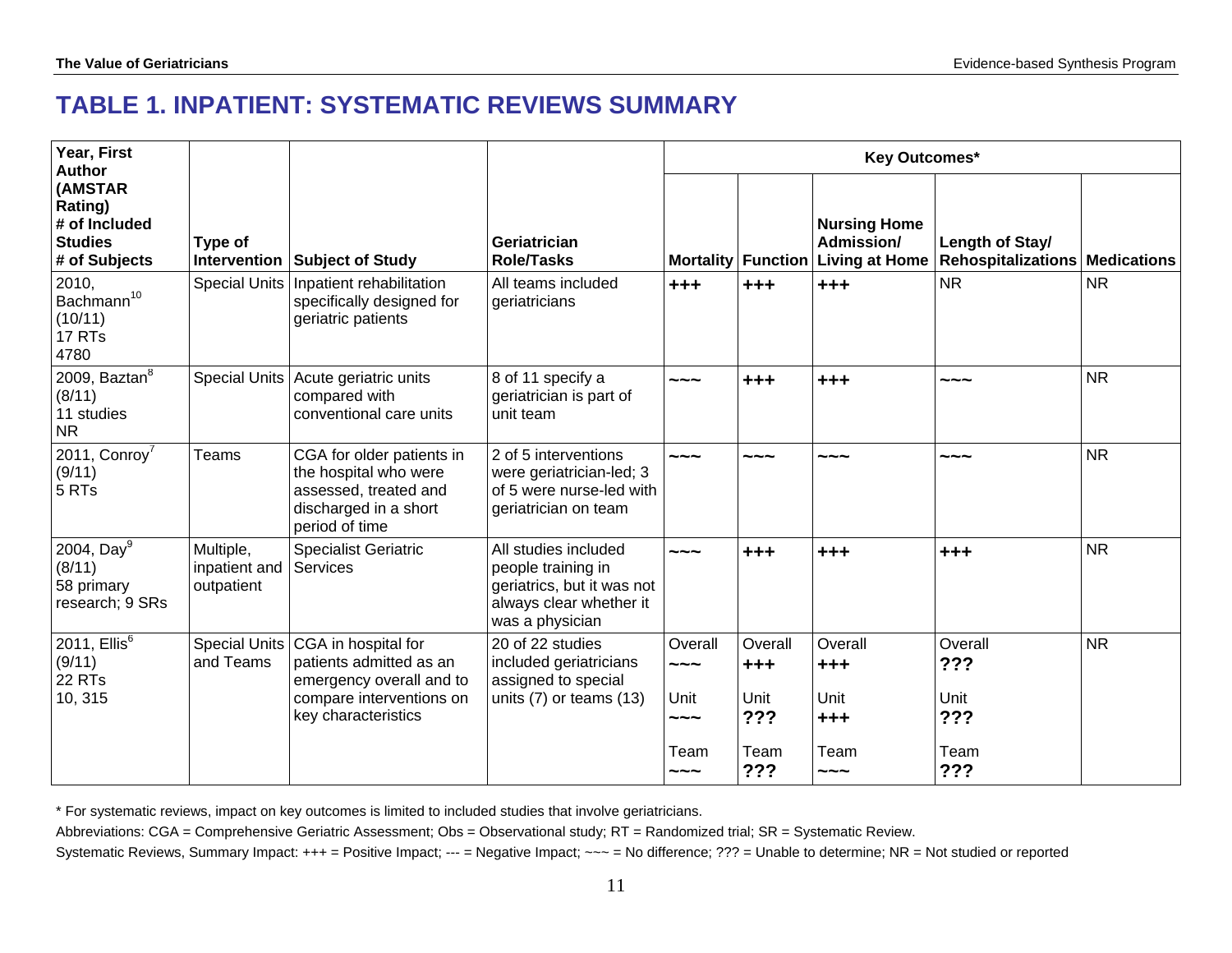# TABLE 1. INPATIENT: SYSTEMATIC REVIEWS SUMMARY

| Year, First Author (AMSTAR Rating) # of Included Studies # of Subjects | Type of Intervention | Subject of Study | Geriatrician Role/Tasks | Key Outcomes* | | | | |
|---|---|---|---|---|---|---|---|---|
| | | | | Mortality | Function | Nursing Home Admission/ Living at Home | Length of Stay/ Rehospitalizations | Medications |
| 2010, Bachmann[10] (10/11) 17 RTs 4780 | Special Units | Inpatient rehabilitation specifically designed for geriatric patients | All teams included geriatricians | +++ | +++ | +++ | NR | NR |
| 2009, Baztan[8] (8/11) 11 studies NR | Special Units | Acute geriatric units compared with conventional care units | 8 of 11 specify a geriatrician is part of unit team | ~~~ | +++ | +++ | ~~~ | NR |
| 2011, Conroy[7] (9/11) 5 RTs | Teams | CGA for older patients in the hospital who were assessed, treated and discharged in a short period of time | 2 of 5 interventions were geriatrician-led; 3 of 5 were nurse-led with geriatrician on team | ~~~ | ~~~ | ~~~ | ~~~ | NR |
| 2004, Day[9] (8/11) 58 primary research; 9 SRs | Multiple, inpatient and outpatient | Specialist Geriatric Services | All studies included people training in geriatrics, but it was not always clear whether it was a physician | ~~~ | +++ | +++ | +++ | NR |
| 2011, Ellis[6] (9/11) 22 RTs 10, 315 | Special Units and Teams | CGA in hospital for patients admitted as an emergency overall and to compare interventions on key characteristics | 20 of 22 studies included geriatricians assigned to special units (7) or teams (13) | Overall ~~~ Unit ~~~ Team ~~~ | Overall +++ Unit ??? Team ??? | Overall +++ Unit +++ Team ~~~ | Overall ??? Unit ??? Team ??? | NR |

\* For systematic reviews, impact on key outcomes is limited to included studies that involve geriatricians.

Abbreviations: CGA = Comprehensive Geriatric Assessment; Obs = Observational study; RT = Randomized trial; SR = Systematic Review.

Systematic Reviews, Summary Impact: +++ = Positive Impact; --- = Negative Impact; ~~~ = No difference; ??? = Unable to determine; NR = Not studied or reported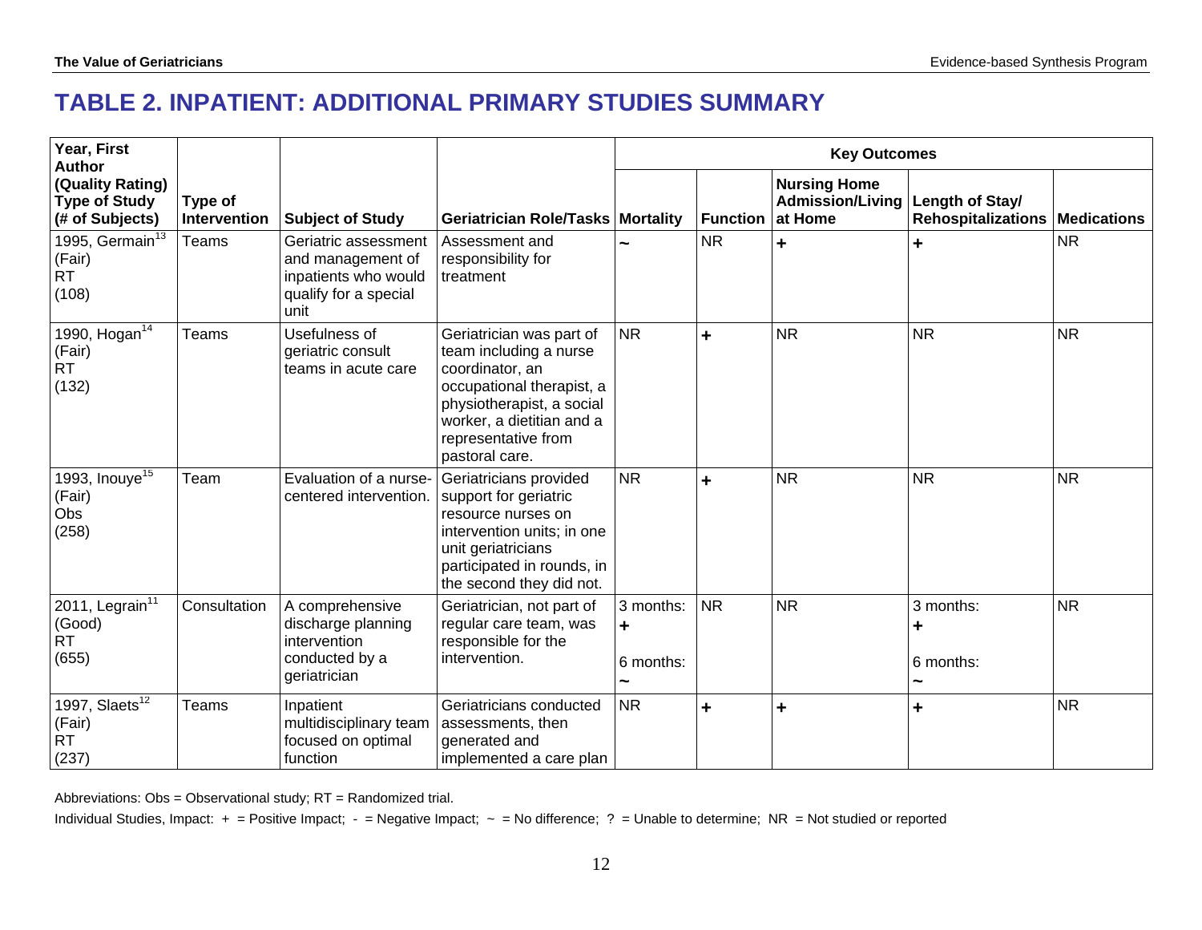# TABLE 2. INPATIENT: ADDITIONAL PRIMARY STUDIES SUMMARY

| Year, First Author (Quality Rating) Type of Study (# of Subjects) | Type of Intervention | Subject of Study | Geriatrician Role/Tasks | Key Outcomes | | | | |
|---|---|---|---|---|---|---|---|---|
| | | | | Mortality | Function | Nursing Home Admission/Living at Home | Length of Stay/ Rehospitalizations | Medications |
| 1995, Germain[13] (Fair) RT (108) | Teams | Geriatric assessment and management of inpatients who would qualify for a special unit | Assessment and responsibility for treatment | ~ | NR | + | + | NR |
| 1990, Hogan[14] (Fair) RT (132) | Teams | Usefulness of geriatric consult teams in acute care | Geriatrician was part of team including a nurse coordinator, an occupational therapist, a physiotherapist, a social worker, a dietitian and a representative from pastoral care. | NR | + | NR | NR | NR |
| 1993, Inouye[15] (Fair) Obs (258) | Team | Evaluation of a nurse-centered intervention. | Geriatricians provided support for geriatric resource nurses on intervention units; in one unit geriatricians participated in rounds, in the second they did not. | NR | + | NR | NR | NR |
| 2011, Legrain[11] (Good) RT (655) | Consultation | A comprehensive discharge planning intervention conducted by a geriatrician | Geriatrician, not part of regular care team, was responsible for the intervention. | 3 months: + 6 months: ~ | NR | NR | 3 months: + 6 months: ~ | NR |
| 1997, Slaets[12] (Fair) RT (237) | Teams | Inpatient multidisciplinary team focused on optimal function | Geriatricians conducted assessments, then generated and implemented a care plan | NR | + | + | + | NR |

Abbreviations: Obs = Observational study; RT = Randomized trial.

Individual Studies, Impact: + = Positive Impact; - = Negative Impact; ~ = No difference; ? = Unable to determine; NR = Not studied or reported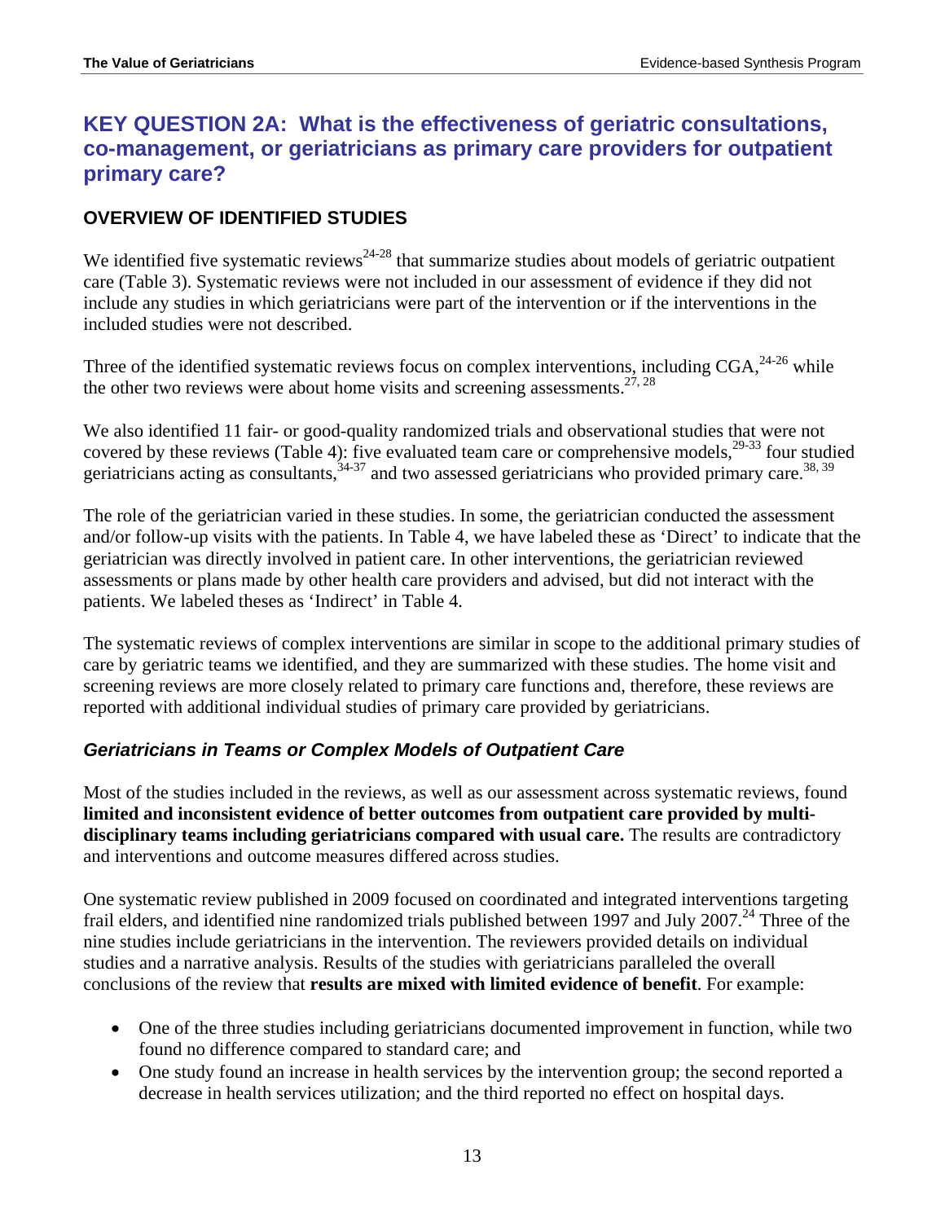## KEY QUESTION 2A: What is the effectiveness of geriatric consultations, co-management, or geriatricians as primary care providers for outpatient primary care?

### OVERVIEW OF IDENTIFIED STUDIES

We identified five systematic reviews[24-28] that summarize studies about models of geriatric outpatient care (Table 3). Systematic reviews were not included in our assessment of evidence if they did not include any studies in which geriatricians were part of the intervention or if the interventions in the included studies were not described.

Three of the identified systematic reviews focus on complex interventions, including CGA,[24-26] while the other two reviews were about home visits and screening assessments.[27, 28]

We also identified 11 fair- or good-quality randomized trials and observational studies that were not covered by these reviews (Table 4): five evaluated team care or comprehensive models,[29-33] four studied geriatricians acting as consultants,[34-37] and two assessed geriatricians who provided primary care.[38, 39]

The role of the geriatrician varied in these studies. In some, the geriatrician conducted the assessment and/or follow-up visits with the patients. In Table 4, we have labeled these as 'Direct' to indicate that the geriatrician was directly involved in patient care. In other interventions, the geriatrician reviewed assessments or plans made by other health care providers and advised, but did not interact with the patients. We labeled theses as 'Indirect' in Table 4.

The systematic reviews of complex interventions are similar in scope to the additional primary studies of care by geriatric teams we identified, and they are summarized with these studies. The home visit and screening reviews are more closely related to primary care functions and, therefore, these reviews are reported with additional individual studies of primary care provided by geriatricians.

### *Geriatricians in Teams or Complex Models of Outpatient Care*

Most of the studies included in the reviews, as well as our assessment across systematic reviews, found **limited and inconsistent evidence of better outcomes from outpatient care provided by multi-disciplinary teams including geriatricians compared with usual care.** The results are contradictory and interventions and outcome measures differed across studies.

One systematic review published in 2009 focused on coordinated and integrated interventions targeting frail elders, and identified nine randomized trials published between 1997 and July 2007.[24] Three of the nine studies include geriatricians in the intervention. The reviewers provided details on individual studies and a narrative analysis. Results of the studies with geriatricians paralleled the overall conclusions of the review that **results are mixed with limited evidence of benefit**. For example:

- One of the three studies including geriatricians documented improvement in function, while two found no difference compared to standard care; and
- One study found an increase in health services by the intervention group; the second reported a decrease in health services utilization; and the third reported no effect on hospital days.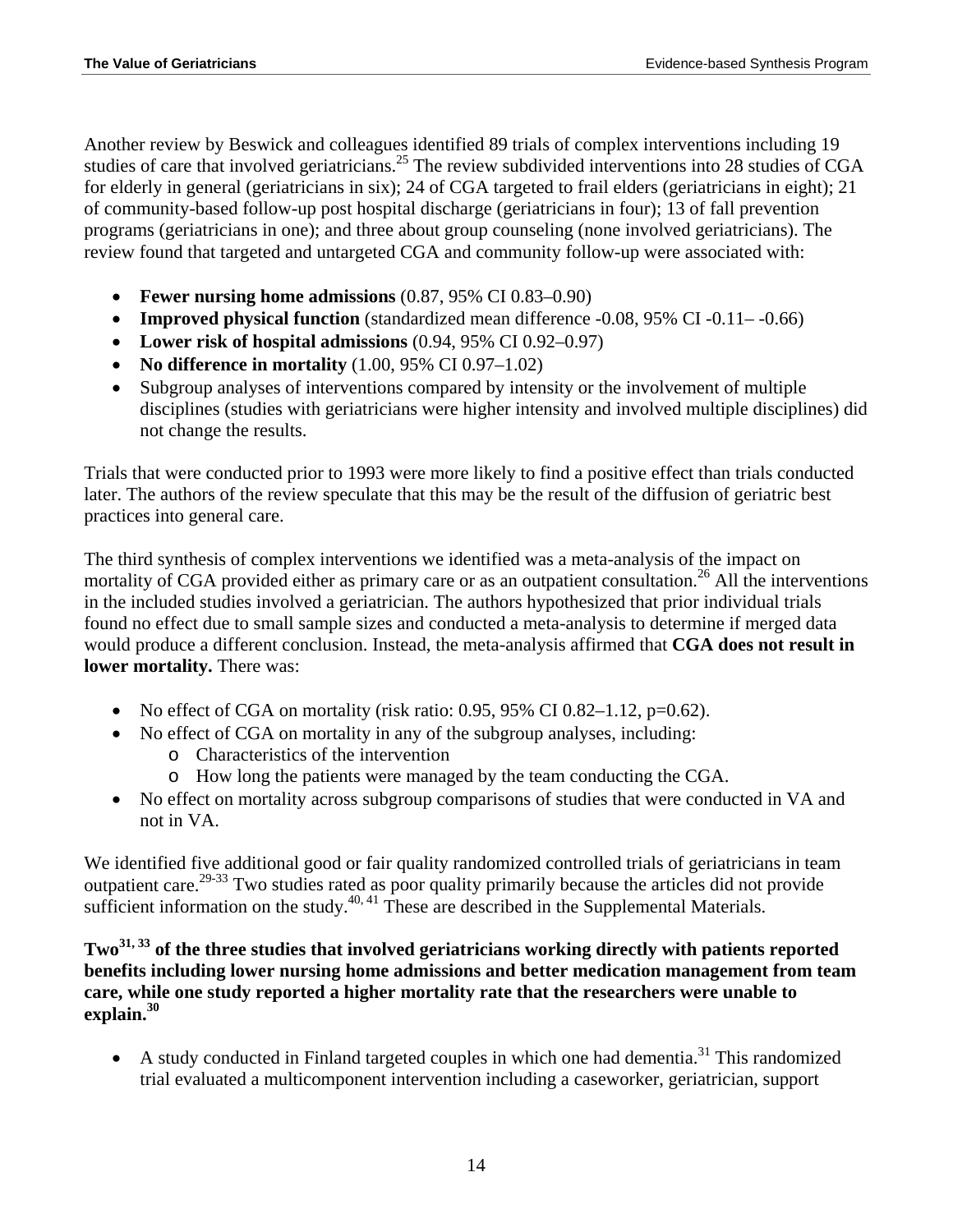Another review by Beswick and colleagues identified 89 trials of complex interventions including 19 studies of care that involved geriatricians.[25] The review subdivided interventions into 28 studies of CGA for elderly in general (geriatricians in six); 24 of CGA targeted to frail elders (geriatricians in eight); 21 of community-based follow-up post hospital discharge (geriatricians in four); 13 of fall prevention programs (geriatricians in one); and three about group counseling (none involved geriatricians). The review found that targeted and untargeted CGA and community follow-up were associated with:

- **Fewer nursing home admissions** (0.87, 95% CI 0.83–0.90)
- **Improved physical function** (standardized mean difference -0.08, 95% CI -0.11– -0.66)
- **Lower risk of hospital admissions** (0.94, 95% CI 0.92–0.97)
- **No difference in mortality** (1.00, 95% CI 0.97–1.02)
- Subgroup analyses of interventions compared by intensity or the involvement of multiple disciplines (studies with geriatricians were higher intensity and involved multiple disciplines) did not change the results.

Trials that were conducted prior to 1993 were more likely to find a positive effect than trials conducted later. The authors of the review speculate that this may be the result of the diffusion of geriatric best practices into general care.

The third synthesis of complex interventions we identified was a meta-analysis of the impact on mortality of CGA provided either as primary care or as an outpatient consultation.[26] All the interventions in the included studies involved a geriatrician. The authors hypothesized that prior individual trials found no effect due to small sample sizes and conducted a meta-analysis to determine if merged data would produce a different conclusion. Instead, the meta-analysis affirmed that **CGA does not result in lower mortality.** There was:

- No effect of CGA on mortality (risk ratio: 0.95, 95% CI 0.82–1.12, p=0.62).
- No effect of CGA on mortality in any of the subgroup analyses, including:
  - Characteristics of the intervention
  - How long the patients were managed by the team conducting the CGA.
- No effect on mortality across subgroup comparisons of studies that were conducted in VA and not in VA.

We identified five additional good or fair quality randomized controlled trials of geriatricians in team outpatient care.[29-33] Two studies rated as poor quality primarily because the articles did not provide sufficient information on the study.[40, 41] These are described in the Supplemental Materials.

**Two[31, 33] of the three studies that involved geriatricians working directly with patients reported benefits including lower nursing home admissions and better medication management from team care, while one study reported a higher mortality rate that the researchers were unable to explain.[30]**

- A study conducted in Finland targeted couples in which one had dementia.[31] This randomized trial evaluated a multicomponent intervention including a caseworker, geriatrician, support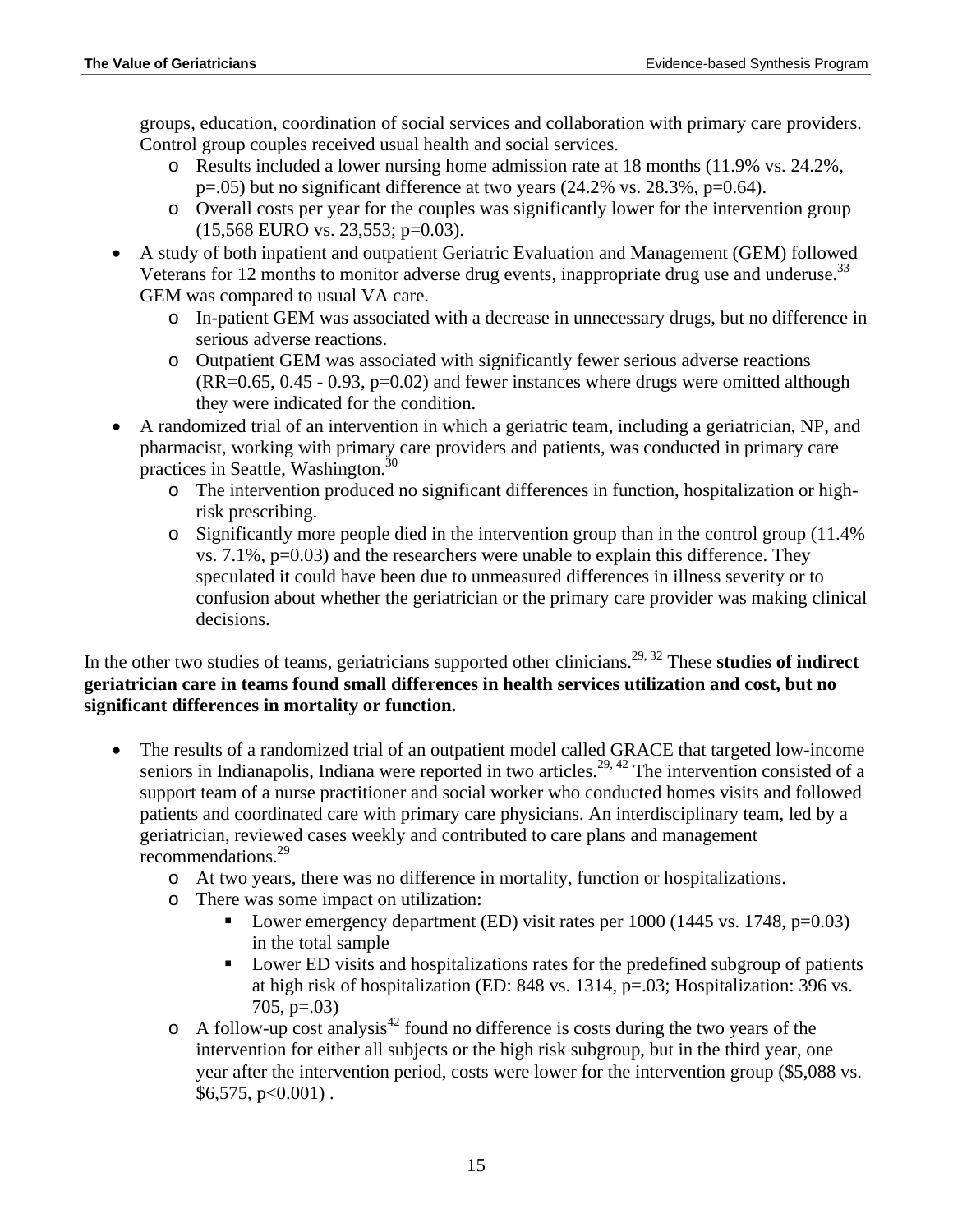groups, education, coordination of social services and collaboration with primary care providers. Control group couples received usual health and social services.

  - Results included a lower nursing home admission rate at 18 months (11.9% vs. 24.2%, p=.05) but no significant difference at two years (24.2% vs. 28.3%, p=0.64).
  - Overall costs per year for the couples was significantly lower for the intervention group (15,568 EURO vs. 23,553; p=0.03).

- A study of both inpatient and outpatient Geriatric Evaluation and Management (GEM) followed Veterans for 12 months to monitor adverse drug events, inappropriate drug use and underuse.[33] GEM was compared to usual VA care.
  - In-patient GEM was associated with a decrease in unnecessary drugs, but no difference in serious adverse reactions.
  - Outpatient GEM was associated with significantly fewer serious adverse reactions (RR=0.65, 0.45 - 0.93, p=0.02) and fewer instances where drugs were omitted although they were indicated for the condition.
- A randomized trial of an intervention in which a geriatric team, including a geriatrician, NP, and pharmacist, working with primary care providers and patients, was conducted in primary care practices in Seattle, Washington.[30]
  - The intervention produced no significant differences in function, hospitalization or high-risk prescribing.
  - Significantly more people died in the intervention group than in the control group (11.4% vs. 7.1%, p=0.03) and the researchers were unable to explain this difference. They speculated it could have been due to unmeasured differences in illness severity or to confusion about whether the geriatrician or the primary care provider was making clinical decisions.

In the other two studies of teams, geriatricians supported other clinicians.[29, 32] These **studies of indirect geriatrician care in teams found small differences in health services utilization and cost, but no significant differences in mortality or function.**

- The results of a randomized trial of an outpatient model called GRACE that targeted low-income seniors in Indianapolis, Indiana were reported in two articles.[29, 42] The intervention consisted of a support team of a nurse practitioner and social worker who conducted homes visits and followed patients and coordinated care with primary care physicians. An interdisciplinary team, led by a geriatrician, reviewed cases weekly and contributed to care plans and management recommendations.[29]
  - At two years, there was no difference in mortality, function or hospitalizations.
  - There was some impact on utilization:
    - Lower emergency department (ED) visit rates per 1000 (1445 vs. 1748, p=0.03) in the total sample
    - Lower ED visits and hospitalizations rates for the predefined subgroup of patients at high risk of hospitalization (ED: 848 vs. 1314, p=.03; Hospitalization: 396 vs. 705, p=.03)
  - A follow-up cost analysis[42] found no difference is costs during the two years of the intervention for either all subjects or the high risk subgroup, but in the third year, one year after the intervention period, costs were lower for the intervention group ($5,088 vs. $6,575, p<0.001) .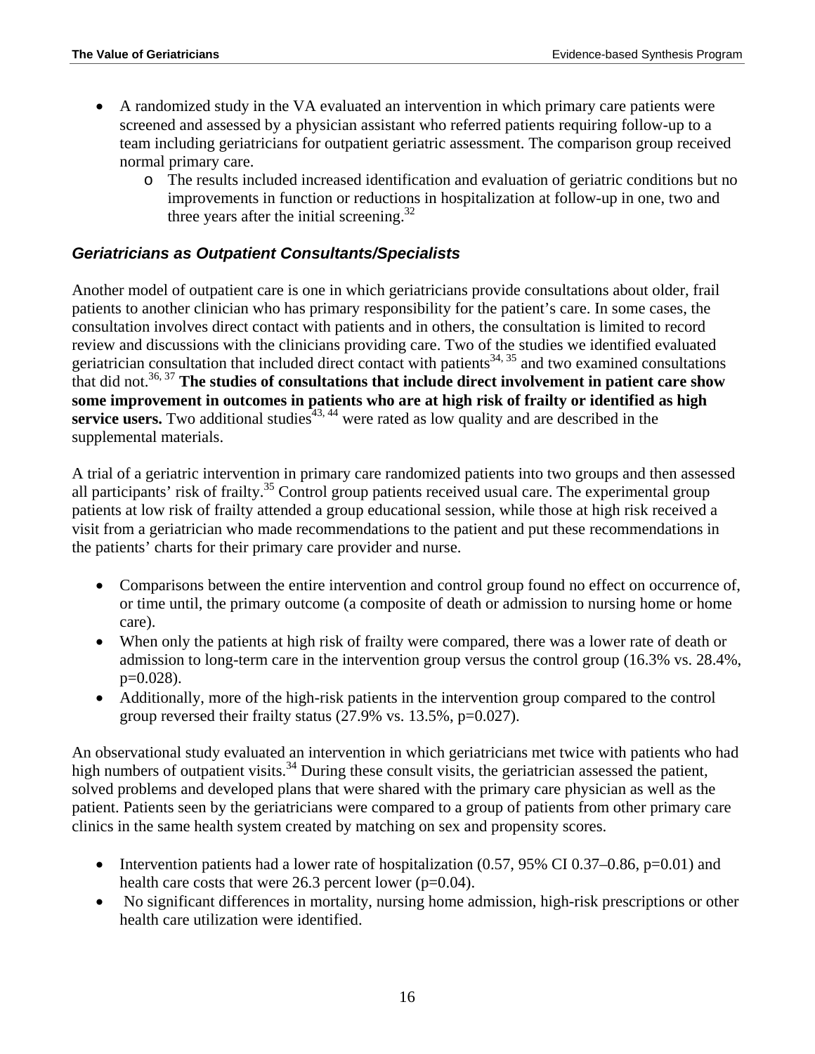- A randomized study in the VA evaluated an intervention in which primary care patients were screened and assessed by a physician assistant who referred patients requiring follow-up to a team including geriatricians for outpatient geriatric assessment. The comparison group received normal primary care.
    - The results included increased identification and evaluation of geriatric conditions but no improvements in function or reductions in hospitalization at follow-up in one, two and three years after the initial screening.[32]

### *Geriatricians as Outpatient Consultants/Specialists*

Another model of outpatient care is one in which geriatricians provide consultations about older, frail patients to another clinician who has primary responsibility for the patient's care. In some cases, the consultation involves direct contact with patients and in others, the consultation is limited to record review and discussions with the clinicians providing care. Two of the studies we identified evaluated geriatrician consultation that included direct contact with patients[34, 35] and two examined consultations that did not.[36, 37] **The studies of consultations that include direct involvement in patient care show some improvement in outcomes in patients who are at high risk of frailty or identified as high service users.** Two additional studies[43, 44] were rated as low quality and are described in the supplemental materials.

A trial of a geriatric intervention in primary care randomized patients into two groups and then assessed all participants' risk of frailty.[35] Control group patients received usual care. The experimental group patients at low risk of frailty attended a group educational session, while those at high risk received a visit from a geriatrician who made recommendations to the patient and put these recommendations in the patients' charts for their primary care provider and nurse.

- Comparisons between the entire intervention and control group found no effect on occurrence of, or time until, the primary outcome (a composite of death or admission to nursing home or home care).
- When only the patients at high risk of frailty were compared, there was a lower rate of death or admission to long-term care in the intervention group versus the control group (16.3% vs. 28.4%, p=0.028).
- Additionally, more of the high-risk patients in the intervention group compared to the control group reversed their frailty status (27.9% vs. 13.5%, p=0.027).

An observational study evaluated an intervention in which geriatricians met twice with patients who had high numbers of outpatient visits.[34] During these consult visits, the geriatrician assessed the patient, solved problems and developed plans that were shared with the primary care physician as well as the patient. Patients seen by the geriatricians were compared to a group of patients from other primary care clinics in the same health system created by matching on sex and propensity scores.

- Intervention patients had a lower rate of hospitalization (0.57, 95% CI 0.37–0.86, p=0.01) and health care costs that were 26.3 percent lower (p=0.04).
- No significant differences in mortality, nursing home admission, high-risk prescriptions or other health care utilization were identified.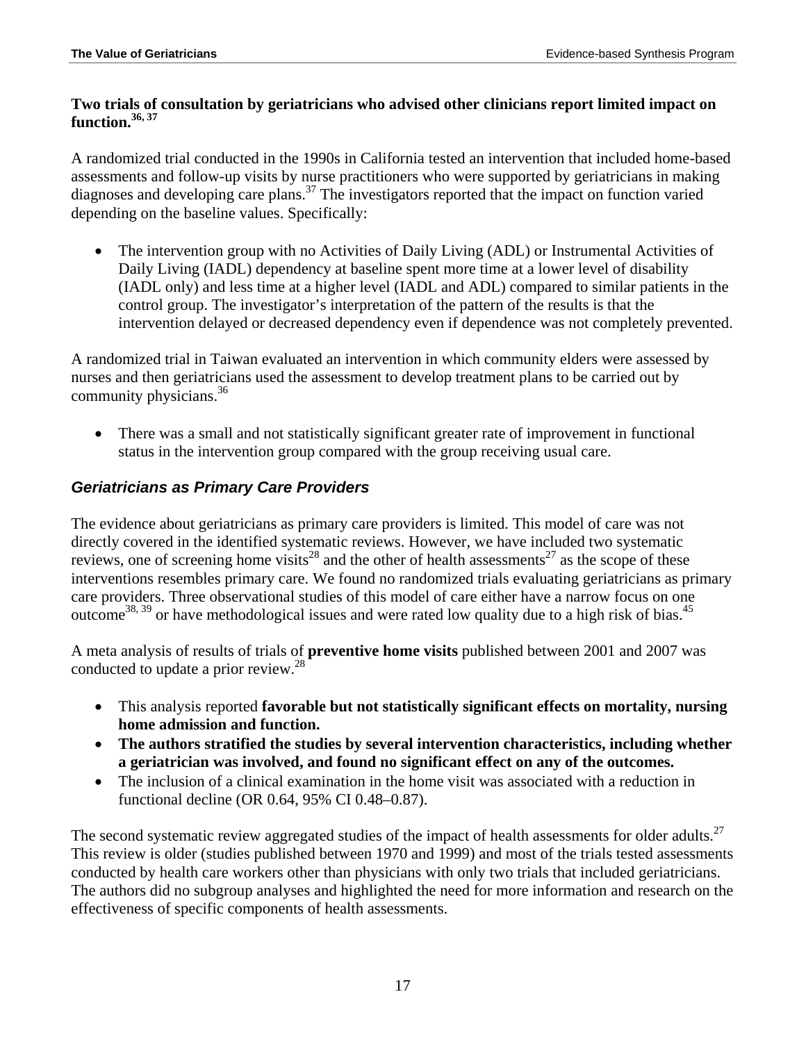**Two trials of consultation by geriatricians who advised other clinicians report limited impact on function.**[36, 37]

A randomized trial conducted in the 1990s in California tested an intervention that included home-based assessments and follow-up visits by nurse practitioners who were supported by geriatricians in making diagnoses and developing care plans.[37] The investigators reported that the impact on function varied depending on the baseline values. Specifically:

- The intervention group with no Activities of Daily Living (ADL) or Instrumental Activities of Daily Living (IADL) dependency at baseline spent more time at a lower level of disability (IADL only) and less time at a higher level (IADL and ADL) compared to similar patients in the control group. The investigator's interpretation of the pattern of the results is that the intervention delayed or decreased dependency even if dependence was not completely prevented.

A randomized trial in Taiwan evaluated an intervention in which community elders were assessed by nurses and then geriatricians used the assessment to develop treatment plans to be carried out by community physicians.[36]

- There was a small and not statistically significant greater rate of improvement in functional status in the intervention group compared with the group receiving usual care.

### *Geriatricians as Primary Care Providers*

The evidence about geriatricians as primary care providers is limited. This model of care was not directly covered in the identified systematic reviews. However, we have included two systematic reviews, one of screening home visits[28] and the other of health assessments[27] as the scope of these interventions resembles primary care. We found no randomized trials evaluating geriatricians as primary care providers. Three observational studies of this model of care either have a narrow focus on one outcome[38, 39] or have methodological issues and were rated low quality due to a high risk of bias.[45]

A meta analysis of results of trials of **preventive home visits** published between 2001 and 2007 was conducted to update a prior review.[28]

- This analysis reported **favorable but not statistically significant effects on mortality, nursing home admission and function.**
- **The authors stratified the studies by several intervention characteristics, including whether a geriatrician was involved, and found no significant effect on any of the outcomes.**
- The inclusion of a clinical examination in the home visit was associated with a reduction in functional decline (OR 0.64, 95% CI 0.48–0.87).

The second systematic review aggregated studies of the impact of health assessments for older adults.[27] This review is older (studies published between 1970 and 1999) and most of the trials tested assessments conducted by health care workers other than physicians with only two trials that included geriatricians. The authors did no subgroup analyses and highlighted the need for more information and research on the effectiveness of specific components of health assessments.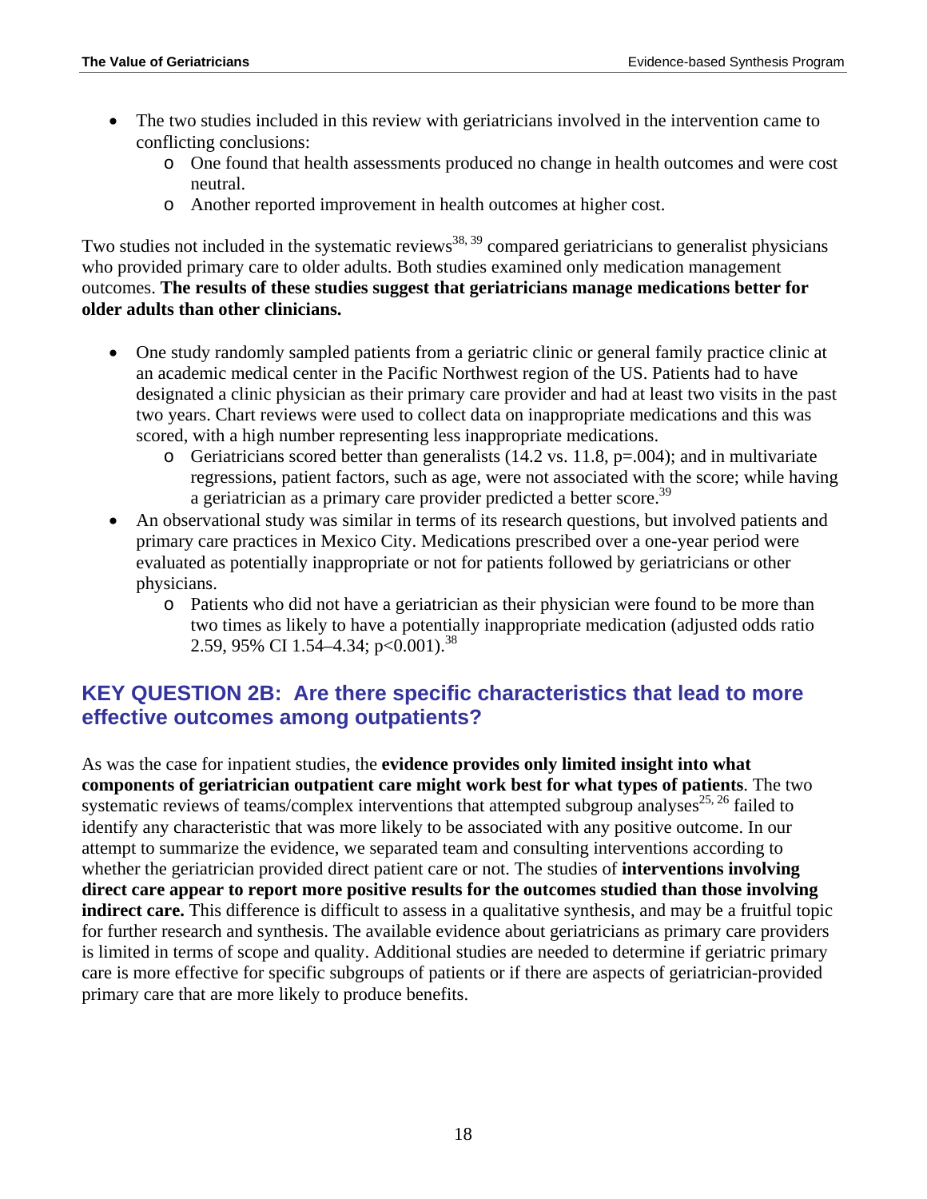- The two studies included in this review with geriatricians involved in the intervention came to conflicting conclusions:
  - One found that health assessments produced no change in health outcomes and were cost neutral.
  - Another reported improvement in health outcomes at higher cost.

Two studies not included in the systematic reviews[38, 39] compared geriatricians to generalist physicians who provided primary care to older adults. Both studies examined only medication management outcomes. **The results of these studies suggest that geriatricians manage medications better for older adults than other clinicians.**

- One study randomly sampled patients from a geriatric clinic or general family practice clinic at an academic medical center in the Pacific Northwest region of the US. Patients had to have designated a clinic physician as their primary care provider and had at least two visits in the past two years. Chart reviews were used to collect data on inappropriate medications and this was scored, with a high number representing less inappropriate medications.
  - Geriatricians scored better than generalists (14.2 vs. 11.8, $p=.004$); and in multivariate regressions, patient factors, such as age, were not associated with the score; while having a geriatrician as a primary care provider predicted a better score.[39]
- An observational study was similar in terms of its research questions, but involved patients and primary care practices in Mexico City. Medications prescribed over a one-year period were evaluated as potentially inappropriate or not for patients followed by geriatricians or other physicians.
  - Patients who did not have a geriatrician as their physician were found to be more than two times as likely to have a potentially inappropriate medication (adjusted odds ratio 2.59, 95% CI 1.54–4.34; $p<0.001$).[38]

## KEY QUESTION 2B: Are there specific characteristics that lead to more effective outcomes among outpatients?

As was the case for inpatient studies, the **evidence provides only limited insight into what components of geriatrician outpatient care might work best for what types of patients**. The two systematic reviews of teams/complex interventions that attempted subgroup analyses[25, 26] failed to identify any characteristic that was more likely to be associated with any positive outcome. In our attempt to summarize the evidence, we separated team and consulting interventions according to whether the geriatrician provided direct patient care or not. The studies of **interventions involving direct care appear to report more positive results for the outcomes studied than those involving indirect care.** This difference is difficult to assess in a qualitative synthesis, and may be a fruitful topic for further research and synthesis. The available evidence about geriatricians as primary care providers is limited in terms of scope and quality. Additional studies are needed to determine if geriatric primary care is more effective for specific subgroups of patients or if there are aspects of geriatrician-provided primary care that are more likely to produce benefits.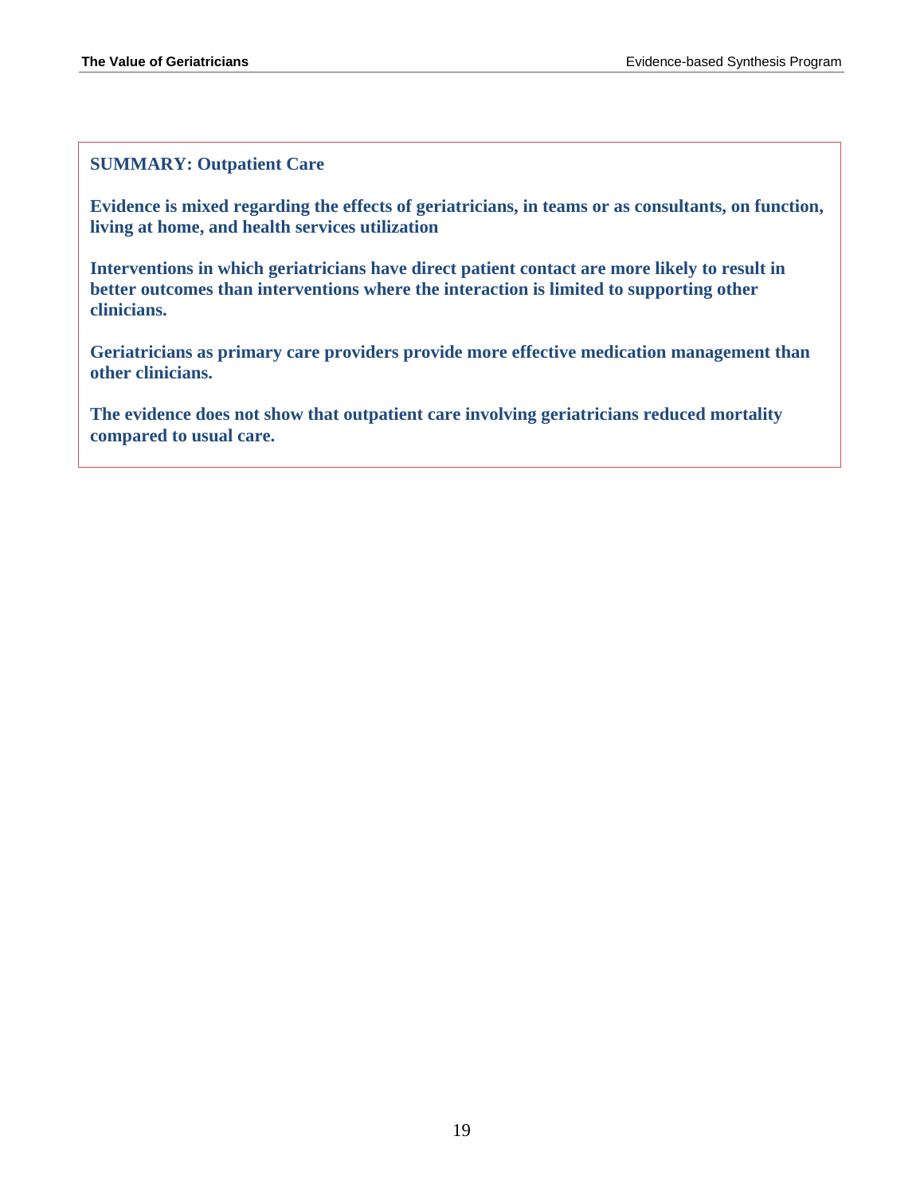**SUMMARY: Outpatient Care**

**Evidence is mixed regarding the effects of geriatricians, in teams or as consultants, on function, living at home, and health services utilization**

**Interventions in which geriatricians have direct patient contact are more likely to result in better outcomes than interventions where the interaction is limited to supporting other clinicians.**

**Geriatricians as primary care providers provide more effective medication management than other clinicians.**

**The evidence does not show that outpatient care involving geriatricians reduced mortality compared to usual care.**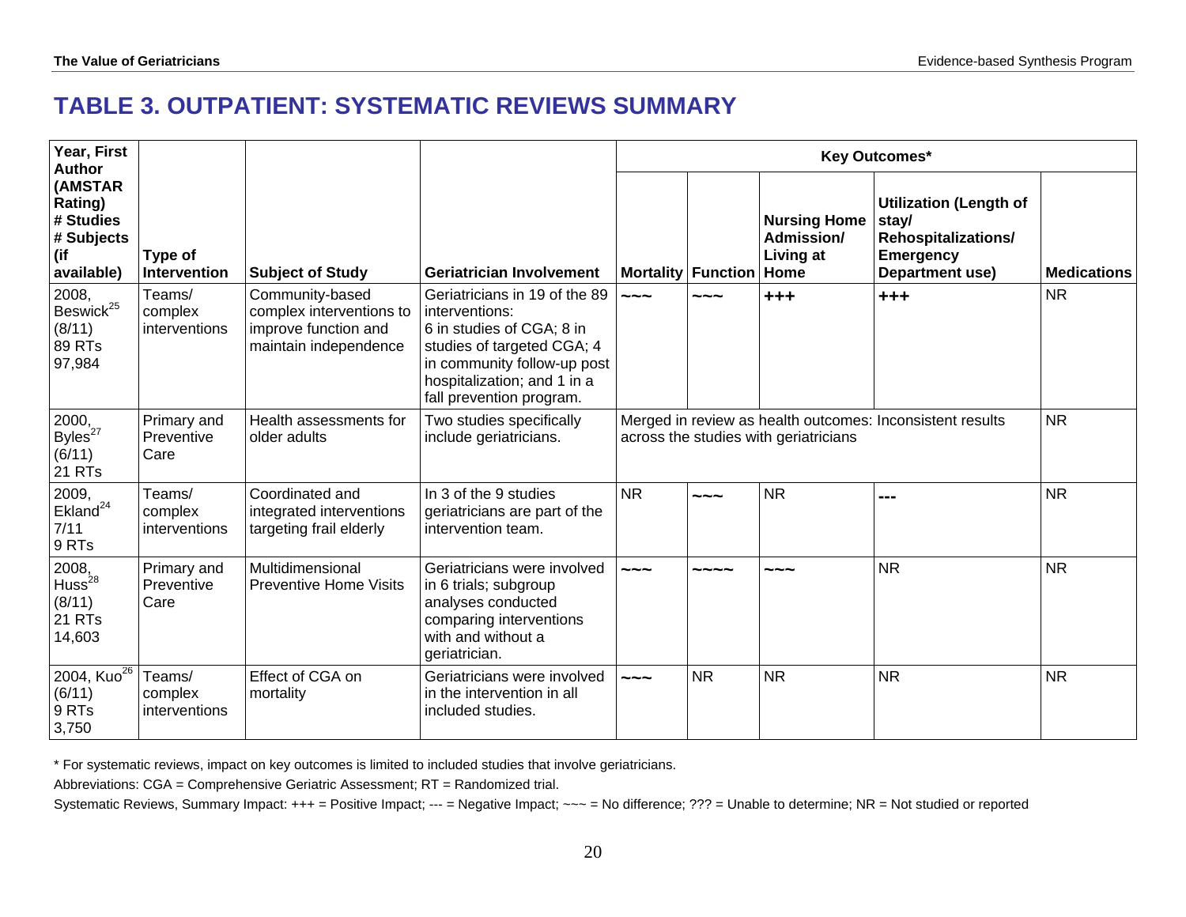## TABLE 3. OUTPATIENT: SYSTEMATIC REVIEWS SUMMARY

| Year, First Author (AMSTAR Rating) # Studies # Subjects (if available) | Type of Intervention | Subject of Study | Geriatrician Involvement | Key Outcomes* | | | | |
|---|---|---|---|---|---|---|---|---|
| | | | | Mortality | Function | Nursing Home Admission/ Living at Home | Utilization (Length of stay/ Rehospitalizations/ Emergency Department use) | Medications |
| 2008, Beswick[25] (8/11) 89 RTs 97,984 | Teams/ complex interventions | Community-based complex interventions to improve function and maintain independence | Geriatricians in 19 of the 89 interventions: 6 in studies of CGA; 8 in studies of targeted CGA; 4 in community follow-up post hospitalization; and 1 in a fall prevention program. | ~~~ | ~~~ | +++ | +++ | NR |
| 2000, Byles[27] (6/11) 21 RTs | Primary and Preventive Care | Health assessments for older adults | Two studies specifically include geriatricians. | Merged in review as health outcomes: Inconsistent results across the studies with geriatricians | | | | NR |
| 2009, Ekland[24] 7/11 9 RTs | Teams/ complex interventions | Coordinated and integrated interventions targeting frail elderly | In 3 of the 9 studies geriatricians are part of the intervention team. | NR | ~~~ | NR | --- | NR |
| 2008, Huss[28] (8/11) 21 RTs 14,603 | Primary and Preventive Care | Multidimensional Preventive Home Visits | Geriatricians were involved in 6 trials; subgroup analyses conducted comparing interventions with and without a geriatrician. | ~~~ | ~~~~ | ~~~ | NR | NR |
| 2004, Kuo[26] (6/11) 9 RTs 3,750 | Teams/ complex interventions | Effect of CGA on mortality | Geriatricians were involved in the intervention in all included studies. | ~~~ | NR | NR | NR | NR |

* For systematic reviews, impact on key outcomes is limited to included studies that involve geriatricians.

Abbreviations: CGA = Comprehensive Geriatric Assessment; RT = Randomized trial.

Systematic Reviews, Summary Impact: +++ = Positive Impact; --- = Negative Impact; ~~~ = No difference; ??? = Unable to determine; NR = Not studied or reported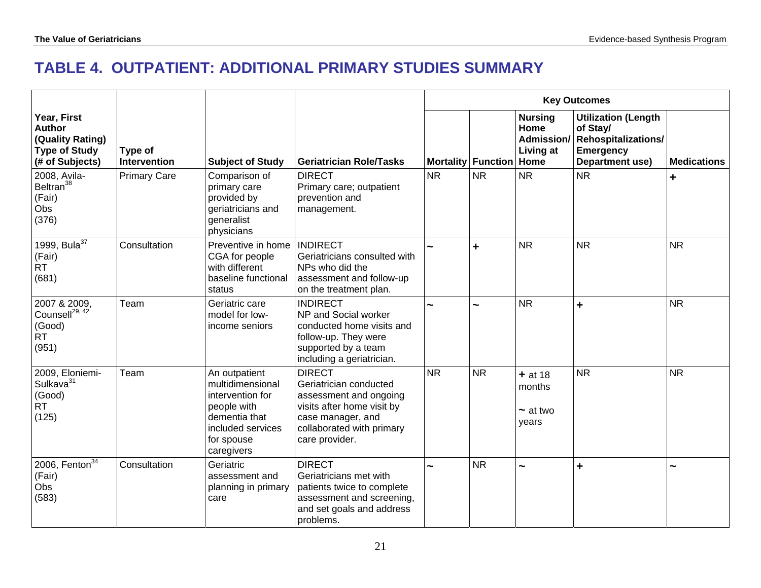# TABLE 4. OUTPATIENT: ADDITIONAL PRIMARY STUDIES SUMMARY

| Year, First Author (Quality Rating) Type of Study (# of Subjects) | Type of Intervention | Subject of Study | Geriatrician Role/Tasks | Key Outcomes | | | | |
|---|---|---|---|---|---|---|---|---|
| | | | | Mortality | Function | Nursing Home Admission/ Living at Home | Utilization (Length of Stay/ Rehospitalizations/ Emergency Department use) | Medications |
| 2008, Avila-Beltran[38] (Fair) Obs (376) | Primary Care | Comparison of primary care provided by geriatricians and generalist physicians | DIRECT Primary care; outpatient prevention and management. | NR | NR | NR | NR | + |
| 1999, Bula[37] (Fair) RT (681) | Consultation | Preventive in home CGA for people with different baseline functional status | INDIRECT Geriatricians consulted with NPs who did the assessment and follow-up on the treatment plan. | ~ | + | NR | NR | NR |
| 2007 & 2009, Counsell[29, 42] (Good) RT (951) | Team | Geriatric care model for low-income seniors | INDIRECT NP and Social worker conducted home visits and follow-up. They were supported by a team including a geriatrician. | ~ | ~ | NR | + | NR |
| 2009, Eloniemi-Sulkava[31] (Good) RT (125) | Team | An outpatient multidimensional intervention for people with dementia that included services for spouse caregivers | DIRECT Geriatrician conducted assessment and ongoing visits after home visit by case manager, and collaborated with primary care provider. | NR | NR | + at 18 months<br><br>~ at two years | NR | NR |
| 2006, Fenton[34] (Fair) Obs (583) | Consultation | Geriatric assessment and planning in primary care | DIRECT Geriatricians met with patients twice to complete assessment and screening, and set goals and address problems. | ~ | NR | ~ | + | ~ |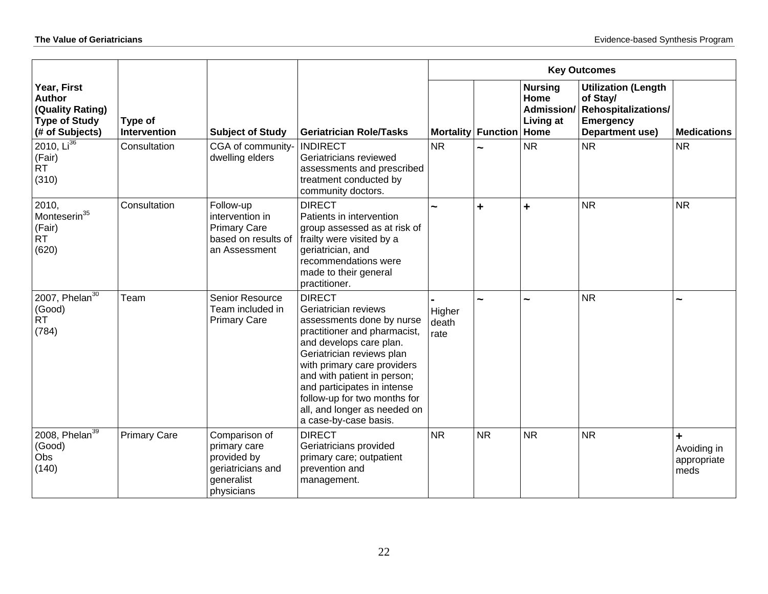| Year, First Author (Quality Rating) Type of Study (# of Subjects) | Type of Intervention | Subject of Study | Geriatrician Role/Tasks | Key Outcomes | | | | |
|---|---|---|---|---|---|---|---|---|
| | | | | Mortality | Function | Nursing Home Admission/ Living at Home | Utilization (Length of Stay/ Rehospitalizations/ Emergency Department use) | Medications |
| 2010, Li[36] (Fair) RT (310) | Consultation | CGA of community-dwelling elders | INDIRECT Geriatricians reviewed assessments and prescribed treatment conducted by community doctors. | NR | ~ | NR | NR | NR |
| 2010, Monteserin[35] (Fair) RT (620) | Consultation | Follow-up intervention in Primary Care based on results of an Assessment | DIRECT Patients in intervention group assessed as at risk of frailty were visited by a geriatrician, and recommendations were made to their general practitioner. | ~ | + | + | NR | NR |
| 2007, Phelan[30] (Good) RT (784) | Team | Senior Resource Team included in Primary Care | DIRECT Geriatrician reviews assessments done by nurse practitioner and pharmacist, and develops care plan. Geriatrician reviews plan with primary care providers and with patient in person; and participates in intense follow-up for two months for all, and longer as needed on a case-by-case basis. | - Higher death rate | ~ | ~ | NR | ~ |
| 2008, Phelan[39] (Good) Obs (140) | Primary Care | Comparison of primary care provided by geriatricians and generalist physicians | DIRECT Geriatricians provided primary care; outpatient prevention and management. | NR | NR | NR | NR | + Avoiding in appropriate meds |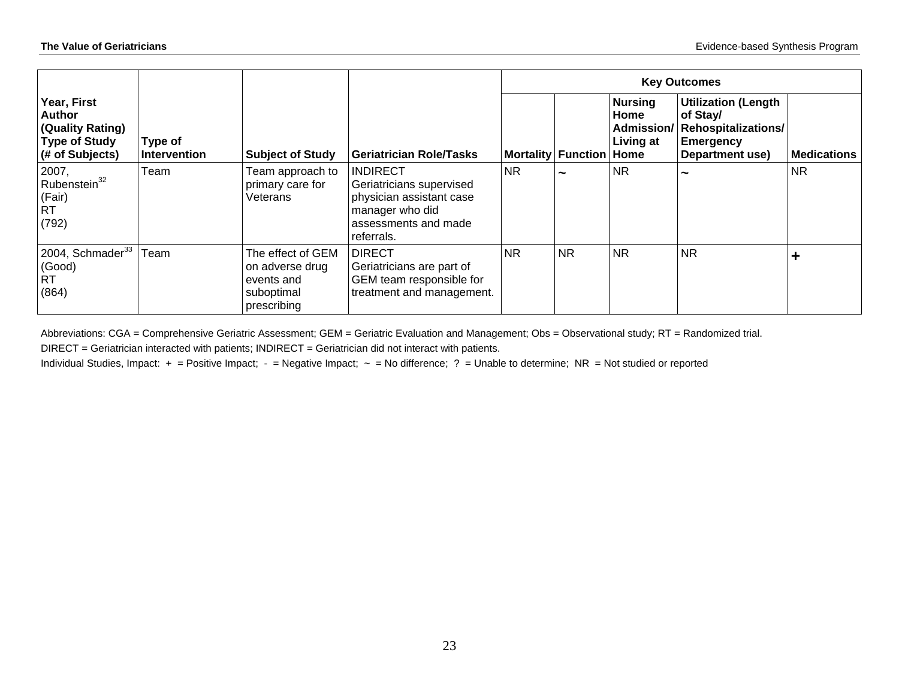| Year, First Author (Quality Rating) Type of Study (# of Subjects) | Type of Intervention | Subject of Study | Geriatrician Role/Tasks | Key Outcomes | | | | |
|---|---|---|---|---|---|---|---|---|
| | | | | Mortality | Function | Nursing Home Admission/ Living at Home | Utilization (Length of Stay/ Rehospitalizations/ Emergency Department use) | Medications |
| 2007, Rubenstein[32] (Fair) RT (792) | Team | Team approach to primary care for Veterans | INDIRECT Geriatricians supervised physician assistant case manager who did assessments and made referrals. | NR | ~ | NR | ~ | NR |
| 2004, Schmader[33] (Good) RT (864) | Team | The effect of GEM on adverse drug events and suboptimal prescribing | DIRECT Geriatricians are part of GEM team responsible for treatment and management. | NR | NR | NR | NR | + |

Abbreviations: CGA = Comprehensive Geriatric Assessment; GEM = Geriatric Evaluation and Management; Obs = Observational study; RT = Randomized trial.

DIRECT = Geriatrician interacted with patients; INDIRECT = Geriatrician did not interact with patients.

Individual Studies, Impact: + = Positive Impact; - = Negative Impact; ~ = No difference; ? = Unable to determine; NR = Not studied or reported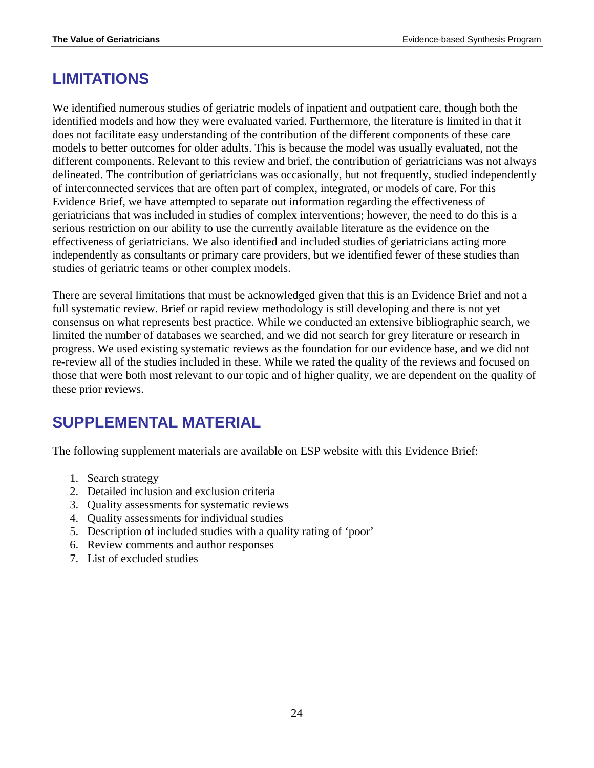## LIMITATIONS

We identified numerous studies of geriatric models of inpatient and outpatient care, though both the identified models and how they were evaluated varied. Furthermore, the literature is limited in that it does not facilitate easy understanding of the contribution of the different components of these care models to better outcomes for older adults. This is because the model was usually evaluated, not the different components. Relevant to this review and brief, the contribution of geriatricians was not always delineated. The contribution of geriatricians was occasionally, but not frequently, studied independently of interconnected services that are often part of complex, integrated, or models of care. For this Evidence Brief, we have attempted to separate out information regarding the effectiveness of geriatricians that was included in studies of complex interventions; however, the need to do this is a serious restriction on our ability to use the currently available literature as the evidence on the effectiveness of geriatricians. We also identified and included studies of geriatricians acting more independently as consultants or primary care providers, but we identified fewer of these studies than studies of geriatric teams or other complex models.

There are several limitations that must be acknowledged given that this is an Evidence Brief and not a full systematic review. Brief or rapid review methodology is still developing and there is not yet consensus on what represents best practice. While we conducted an extensive bibliographic search, we limited the number of databases we searched, and we did not search for grey literature or research in progress. We used existing systematic reviews as the foundation for our evidence base, and we did not re-review all of the studies included in these. While we rated the quality of the reviews and focused on those that were both most relevant to our topic and of higher quality, we are dependent on the quality of these prior reviews.

## SUPPLEMENTAL MATERIAL

The following supplement materials are available on ESP website with this Evidence Brief:

1. Search strategy
2. Detailed inclusion and exclusion criteria
3. Quality assessments for systematic reviews
4. Quality assessments for individual studies
5. Description of included studies with a quality rating of 'poor'
6. Review comments and author responses
7. List of excluded studies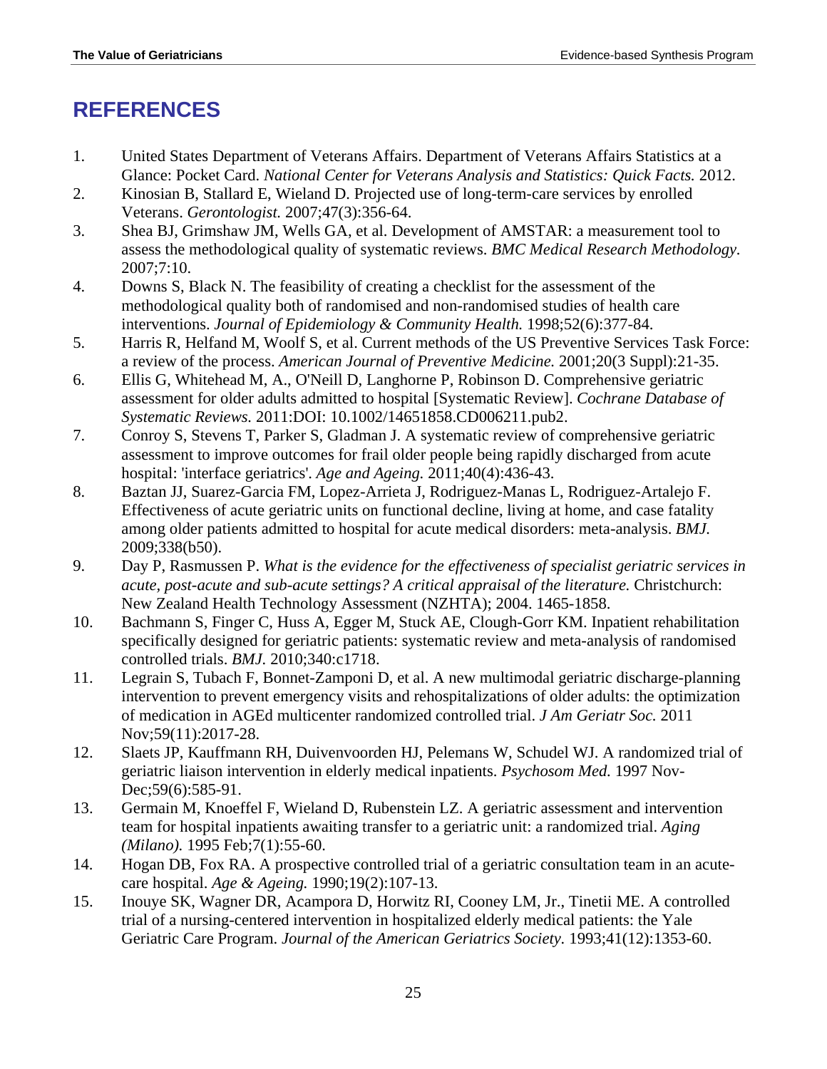# REFERENCES

1. United States Department of Veterans Affairs. Department of Veterans Affairs Statistics at a Glance: Pocket Card. *National Center for Veterans Analysis and Statistics: Quick Facts.* 2012.
2. Kinosian B, Stallard E, Wieland D. Projected use of long-term-care services by enrolled Veterans. *Gerontologist.* 2007;47(3):356-64.
3. Shea BJ, Grimshaw JM, Wells GA, et al. Development of AMSTAR: a measurement tool to assess the methodological quality of systematic reviews. *BMC Medical Research Methodology.* 2007;7:10.
4. Downs S, Black N. The feasibility of creating a checklist for the assessment of the methodological quality both of randomised and non-randomised studies of health care interventions. *Journal of Epidemiology & Community Health.* 1998;52(6):377-84.
5. Harris R, Helfand M, Woolf S, et al. Current methods of the US Preventive Services Task Force: a review of the process. *American Journal of Preventive Medicine.* 2001;20(3 Suppl):21-35.
6. Ellis G, Whitehead M, A., O'Neill D, Langhorne P, Robinson D. Comprehensive geriatric assessment for older adults admitted to hospital [Systematic Review]. *Cochrane Database of Systematic Reviews.* 2011:DOI: 10.1002/14651858.CD006211.pub2.
7. Conroy S, Stevens T, Parker S, Gladman J. A systematic review of comprehensive geriatric assessment to improve outcomes for frail older people being rapidly discharged from acute hospital: 'interface geriatrics'. *Age and Ageing.* 2011;40(4):436-43.
8. Baztan JJ, Suarez-Garcia FM, Lopez-Arrieta J, Rodriguez-Manas L, Rodriguez-Artalejo F. Effectiveness of acute geriatric units on functional decline, living at home, and case fatality among older patients admitted to hospital for acute medical disorders: meta-analysis. *BMJ.* 2009;338(b50).
9. Day P, Rasmussen P. *What is the evidence for the effectiveness of specialist geriatric services in acute, post-acute and sub-acute settings? A critical appraisal of the literature.* Christchurch: New Zealand Health Technology Assessment (NZHTA); 2004. 1465-1858.
10. Bachmann S, Finger C, Huss A, Egger M, Stuck AE, Clough-Gorr KM. Inpatient rehabilitation specifically designed for geriatric patients: systematic review and meta-analysis of randomised controlled trials. *BMJ.* 2010;340:c1718.
11. Legrain S, Tubach F, Bonnet-Zamponi D, et al. A new multimodal geriatric discharge-planning intervention to prevent emergency visits and rehospitalizations of older adults: the optimization of medication in AGEd multicenter randomized controlled trial. *J Am Geriatr Soc.* 2011 Nov;59(11):2017-28.
12. Slaets JP, Kauffmann RH, Duivenvoorden HJ, Pelemans W, Schudel WJ. A randomized trial of geriatric liaison intervention in elderly medical inpatients. *Psychosom Med.* 1997 Nov-Dec;59(6):585-91.
13. Germain M, Knoeffel F, Wieland D, Rubenstein LZ. A geriatric assessment and intervention team for hospital inpatients awaiting transfer to a geriatric unit: a randomized trial. *Aging (Milano).* 1995 Feb;7(1):55-60.
14. Hogan DB, Fox RA. A prospective controlled trial of a geriatric consultation team in an acute-care hospital. *Age & Ageing.* 1990;19(2):107-13.
15. Inouye SK, Wagner DR, Acampora D, Horwitz RI, Cooney LM, Jr., Tinetii ME. A controlled trial of a nursing-centered intervention in hospitalized elderly medical patients: the Yale Geriatric Care Program. *Journal of the American Geriatrics Society.* 1993;41(12):1353-60.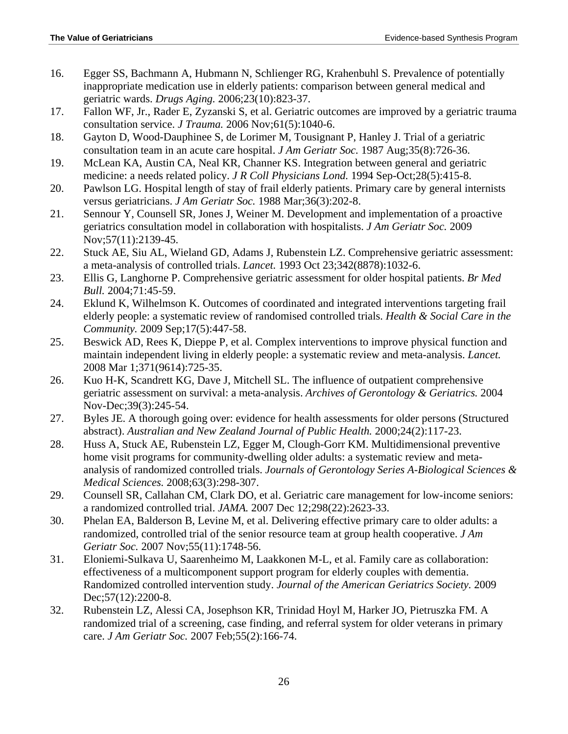16. Egger SS, Bachmann A, Hubmann N, Schlienger RG, Krahenbuhl S. Prevalence of potentially inappropriate medication use in elderly patients: comparison between general medical and geriatric wards. *Drugs Aging.* 2006;23(10):823-37.
17. Fallon WF, Jr., Rader E, Zyzanski S, et al. Geriatric outcomes are improved by a geriatric trauma consultation service. *J Trauma.* 2006 Nov;61(5):1040-6.
18. Gayton D, Wood-Dauphinee S, de Lorimer M, Tousignant P, Hanley J. Trial of a geriatric consultation team in an acute care hospital. *J Am Geriatr Soc.* 1987 Aug;35(8):726-36.
19. McLean KA, Austin CA, Neal KR, Channer KS. Integration between general and geriatric medicine: a needs related policy. *J R Coll Physicians Lond.* 1994 Sep-Oct;28(5):415-8.
20. Pawlson LG. Hospital length of stay of frail elderly patients. Primary care by general internists versus geriatricians. *J Am Geriatr Soc.* 1988 Mar;36(3):202-8.
21. Sennour Y, Counsell SR, Jones J, Weiner M. Development and implementation of a proactive geriatrics consultation model in collaboration with hospitalists. *J Am Geriatr Soc.* 2009 Nov;57(11):2139-45.
22. Stuck AE, Siu AL, Wieland GD, Adams J, Rubenstein LZ. Comprehensive geriatric assessment: a meta-analysis of controlled trials. *Lancet.* 1993 Oct 23;342(8878):1032-6.
23. Ellis G, Langhorne P. Comprehensive geriatric assessment for older hospital patients. *Br Med Bull.* 2004;71:45-59.
24. Eklund K, Wilhelmson K. Outcomes of coordinated and integrated interventions targeting frail elderly people: a systematic review of randomised controlled trials. *Health & Social Care in the Community.* 2009 Sep;17(5):447-58.
25. Beswick AD, Rees K, Dieppe P, et al. Complex interventions to improve physical function and maintain independent living in elderly people: a systematic review and meta-analysis. *Lancet.* 2008 Mar 1;371(9614):725-35.
26. Kuo H-K, Scandrett KG, Dave J, Mitchell SL. The influence of outpatient comprehensive geriatric assessment on survival: a meta-analysis. *Archives of Gerontology & Geriatrics.* 2004 Nov-Dec;39(3):245-54.
27. Byles JE. A thorough going over: evidence for health assessments for older persons (Structured abstract). *Australian and New Zealand Journal of Public Health.* 2000;24(2):117-23.
28. Huss A, Stuck AE, Rubenstein LZ, Egger M, Clough-Gorr KM. Multidimensional preventive home visit programs for community-dwelling older adults: a systematic review and meta-analysis of randomized controlled trials. *Journals of Gerontology Series A-Biological Sciences & Medical Sciences.* 2008;63(3):298-307.
29. Counsell SR, Callahan CM, Clark DO, et al. Geriatric care management for low-income seniors: a randomized controlled trial. *JAMA.* 2007 Dec 12;298(22):2623-33.
30. Phelan EA, Balderson B, Levine M, et al. Delivering effective primary care to older adults: a randomized, controlled trial of the senior resource team at group health cooperative. *J Am Geriatr Soc.* 2007 Nov;55(11):1748-56.
31. Eloniemi-Sulkava U, Saarenheimo M, Laakkonen M-L, et al. Family care as collaboration: effectiveness of a multicomponent support program for elderly couples with dementia. Randomized controlled intervention study. *Journal of the American Geriatrics Society.* 2009 Dec;57(12):2200-8.
32. Rubenstein LZ, Alessi CA, Josephson KR, Trinidad Hoyl M, Harker JO, Pietruszka FM. A randomized trial of a screening, case finding, and referral system for older veterans in primary care. *J Am Geriatr Soc.* 2007 Feb;55(2):166-74.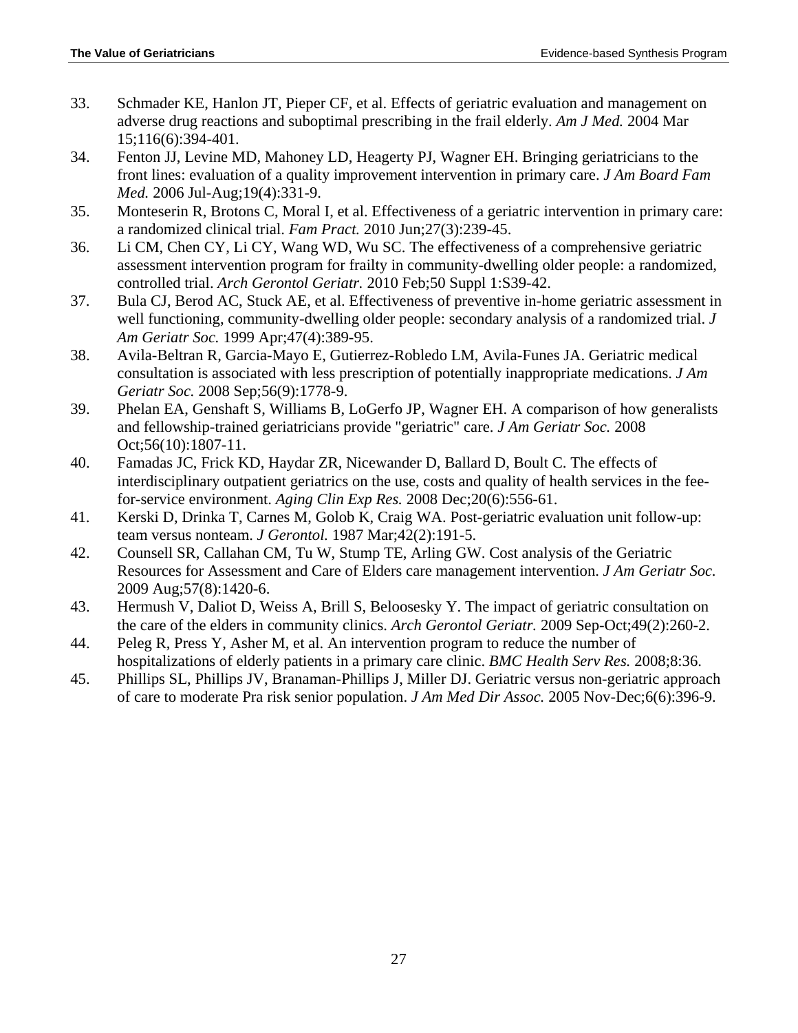33. Schmader KE, Hanlon JT, Pieper CF, et al. Effects of geriatric evaluation and management on adverse drug reactions and suboptimal prescribing in the frail elderly. *Am J Med.* 2004 Mar 15;116(6):394-401.
34. Fenton JJ, Levine MD, Mahoney LD, Heagerty PJ, Wagner EH. Bringing geriatricians to the front lines: evaluation of a quality improvement intervention in primary care. *J Am Board Fam Med.* 2006 Jul-Aug;19(4):331-9.
35. Monteserin R, Brotons C, Moral I, et al. Effectiveness of a geriatric intervention in primary care: a randomized clinical trial. *Fam Pract.* 2010 Jun;27(3):239-45.
36. Li CM, Chen CY, Li CY, Wang WD, Wu SC. The effectiveness of a comprehensive geriatric assessment intervention program for frailty in community-dwelling older people: a randomized, controlled trial. *Arch Gerontol Geriatr.* 2010 Feb;50 Suppl 1:S39-42.
37. Bula CJ, Berod AC, Stuck AE, et al. Effectiveness of preventive in-home geriatric assessment in well functioning, community-dwelling older people: secondary analysis of a randomized trial. *J Am Geriatr Soc.* 1999 Apr;47(4):389-95.
38. Avila-Beltran R, Garcia-Mayo E, Gutierrez-Robledo LM, Avila-Funes JA. Geriatric medical consultation is associated with less prescription of potentially inappropriate medications. *J Am Geriatr Soc.* 2008 Sep;56(9):1778-9.
39. Phelan EA, Genshaft S, Williams B, LoGerfo JP, Wagner EH. A comparison of how generalists and fellowship-trained geriatricians provide "geriatric" care. *J Am Geriatr Soc.* 2008 Oct;56(10):1807-11.
40. Famadas JC, Frick KD, Haydar ZR, Nicewander D, Ballard D, Boult C. The effects of interdisciplinary outpatient geriatrics on the use, costs and quality of health services in the fee-for-service environment. *Aging Clin Exp Res.* 2008 Dec;20(6):556-61.
41. Kerski D, Drinka T, Carnes M, Golob K, Craig WA. Post-geriatric evaluation unit follow-up: team versus nonteam. *J Gerontol.* 1987 Mar;42(2):191-5.
42. Counsell SR, Callahan CM, Tu W, Stump TE, Arling GW. Cost analysis of the Geriatric Resources for Assessment and Care of Elders care management intervention. *J Am Geriatr Soc.* 2009 Aug;57(8):1420-6.
43. Hermush V, Daliot D, Weiss A, Brill S, Beloosesky Y. The impact of geriatric consultation on the care of the elders in community clinics. *Arch Gerontol Geriatr.* 2009 Sep-Oct;49(2):260-2.
44. Peleg R, Press Y, Asher M, et al. An intervention program to reduce the number of hospitalizations of elderly patients in a primary care clinic. *BMC Health Serv Res.* 2008;8:36.
45. Phillips SL, Phillips JV, Branaman-Phillips J, Miller DJ. Geriatric versus non-geriatric approach of care to moderate Pra risk senior population. *J Am Med Dir Assoc.* 2005 Nov-Dec;6(6):396-9.